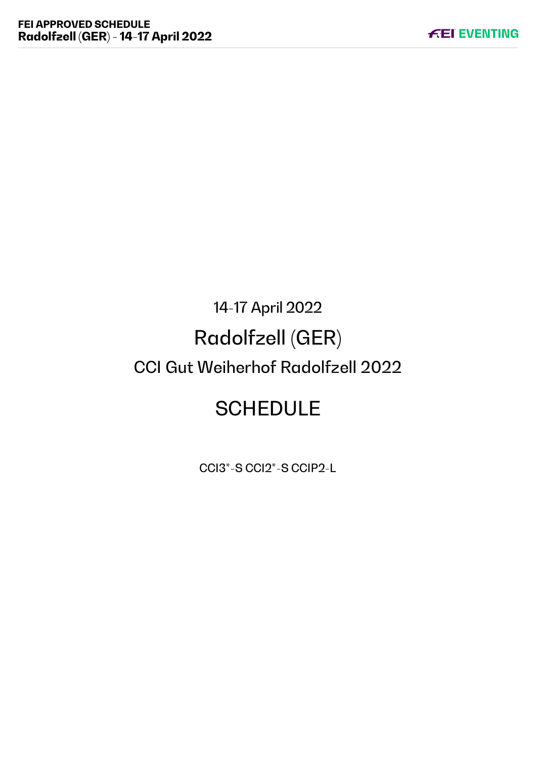14-17 April 2022

# Radolfzell (GER)

## CCI Gut Weiherhof Radolfzell 2022

# SCHEDULE

CCI3*-S CCI2*-S CCIP2-L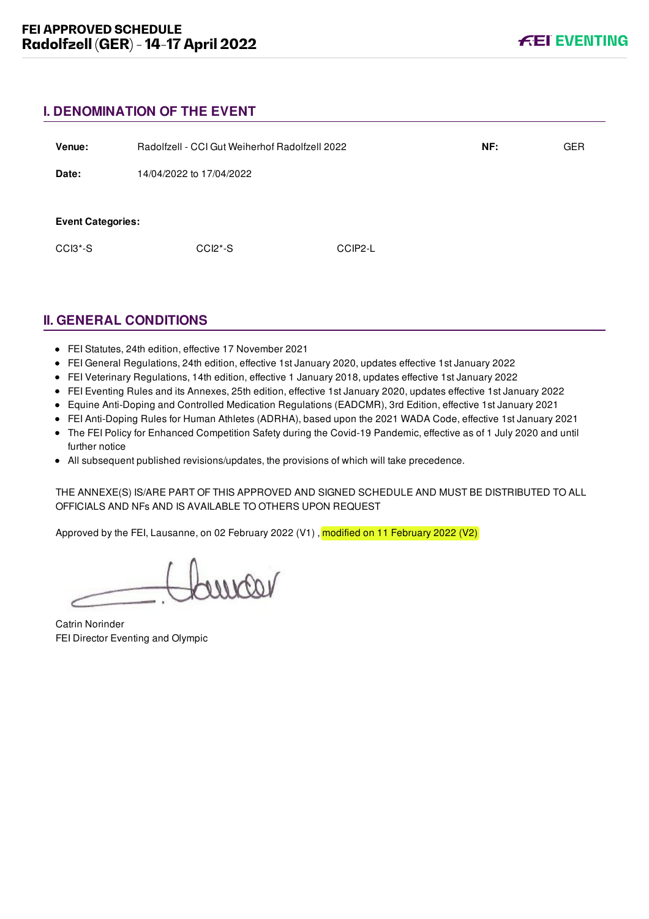## I. DENOMINATION OF THE EVENT

| | | | |
|---|---|---|---|
| **Venue:** | Radolfzell - CCI Gut Weiherhof Radolfzell 2022 | **NF:** | GER |
| **Date:** | 14/04/2022 to 17/04/2022 | | |

**Event Categories:**

| | | |
|---|---|---|
| CCI3*-S | CCI2*-S | CCIP2-L |

## II. GENERAL CONDITIONS

- FEI Statutes, 24th edition, effective 17 November 2021
- FEI General Regulations, 24th edition, effective 1st January 2020, updates effective 1st January 2022
- FEI Veterinary Regulations, 14th edition, effective 1 January 2018, updates effective 1st January 2022
- FEI Eventing Rules and its Annexes, 25th edition, effective 1st January 2020, updates effective 1st January 2022
- Equine Anti-Doping and Controlled Medication Regulations (EADCMR), 3rd Edition, effective 1st January 2021
- FEI Anti-Doping Rules for Human Athletes (ADRHA), based upon the 2021 WADA Code, effective 1st January 2021
- The FEI Policy for Enhanced Competition Safety during the Covid-19 Pandemic, effective as of 1 July 2020 and until further notice
- All subsequent published revisions/updates, the provisions of which will take precedence.

THE ANNEXE(S) IS/ARE PART OF THIS APPROVED AND SIGNED SCHEDULE AND MUST BE DISTRIBUTED TO ALL OFFICIALS AND NFs AND IS AVAILABLE TO OTHERS UPON REQUEST

Approved by the FEI, Lausanne, on 02 February 2022 (V1) , modified on 11 February 2022 (V2)

Catrin Norinder
FEI Director Eventing and Olympic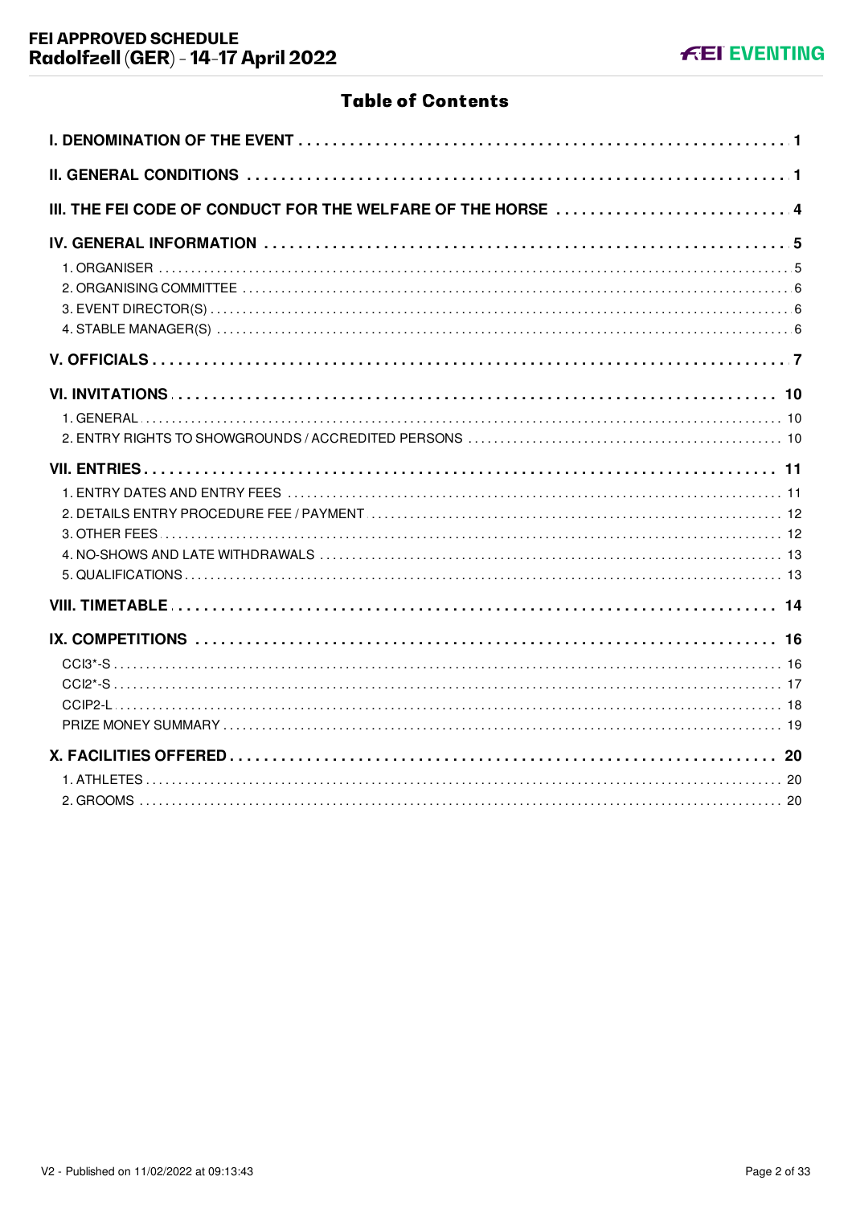# Table of Contents

I. DENOMINATION OF THE EVENT . . . . . . . . . . 1

II. GENERAL CONDITIONS . . . . . . . . . . 1

III. THE FEI CODE OF CONDUCT FOR THE WELFARE OF THE HORSE . . . . . . . . . . 4

IV. GENERAL INFORMATION . . . . . . . . . . 5

- 1. ORGANISER . . . . . . . . . . 5
- 2. ORGANISING COMMITTEE . . . . . . . . . . 6
- 3. EVENT DIRECTOR(S) . . . . . . . . . . 6
- 4. STABLE MANAGER(S) . . . . . . . . . . 6

V. OFFICIALS . . . . . . . . . . 7

VI. INVITATIONS . . . . . . . . . . 10

- 1. GENERAL . . . . . . . . . . 10
- 2. ENTRY RIGHTS TO SHOWGROUNDS / ACCREDITED PERSONS . . . . . . . . . . 10

VII. ENTRIES . . . . . . . . . . 11

- 1. ENTRY DATES AND ENTRY FEES . . . . . . . . . . 11
- 2. DETAILS ENTRY PROCEDURE FEE / PAYMENT . . . . . . . . . . 12
- 3. OTHER FEES . . . . . . . . . . 12
- 4. NO-SHOWS AND LATE WITHDRAWALS . . . . . . . . . . 13
- 5. QUALIFICATIONS . . . . . . . . . . 13

VIII. TIMETABLE . . . . . . . . . . 14

IX. COMPETITIONS . . . . . . . . . . 16

- CCI3*-S . . . . . . . . . . 16
- CCI2*-S . . . . . . . . . . 17
- CCIP2-L . . . . . . . . . . 18
- PRIZE MONEY SUMMARY . . . . . . . . . . 19

X. FACILITIES OFFERED . . . . . . . . . . 20

- 1. ATHLETES . . . . . . . . . . 20
- 2. GROOMS . . . . . . . . . . 20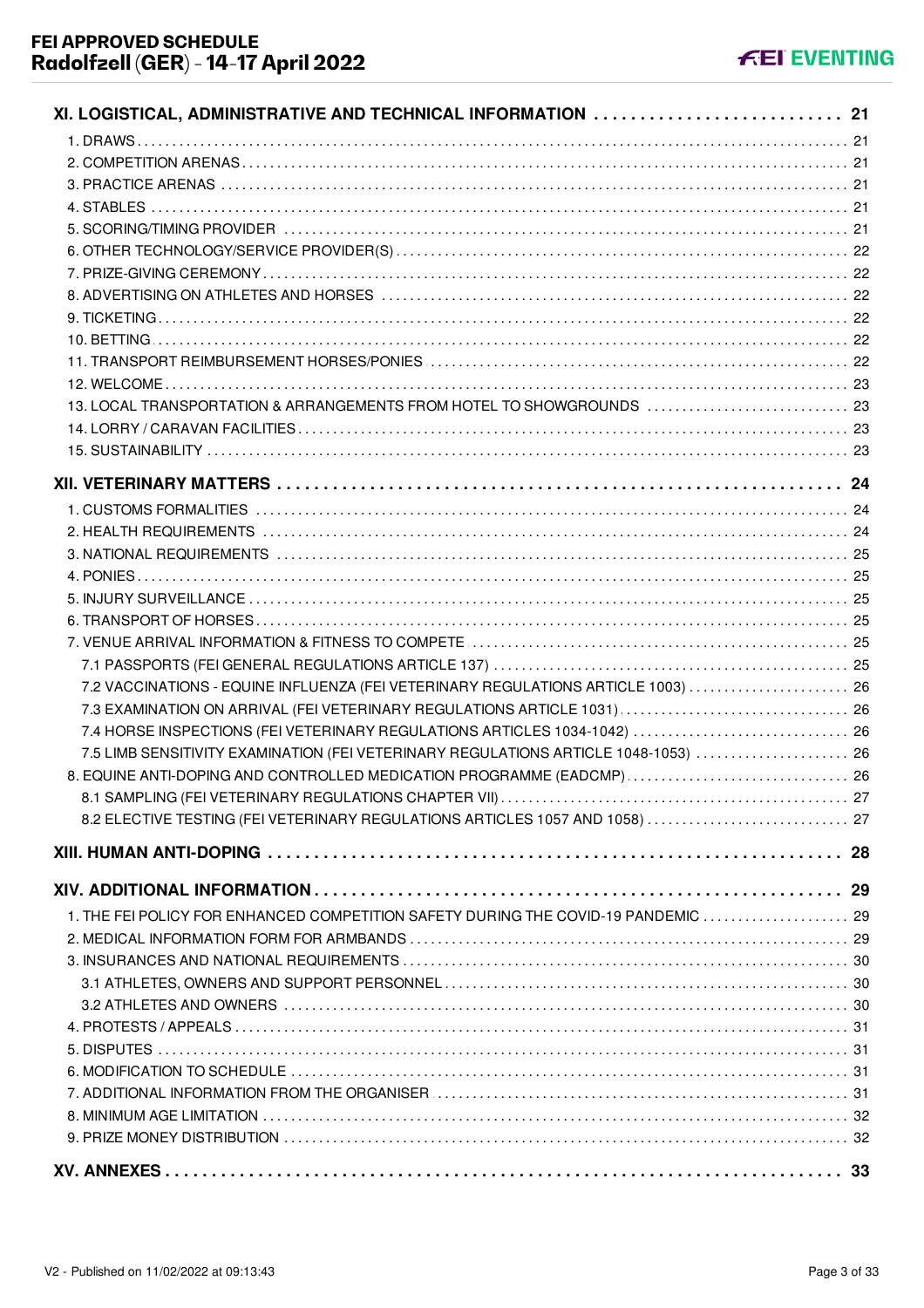XI. LOGISTICAL, ADMINISTRATIVE AND TECHNICAL INFORMATION ........................... 21

1. DRAWS ........ 21
2. COMPETITION ARENAS ........ 21
3. PRACTICE ARENAS ........ 21
4. STABLES ........ 21
5. SCORING/TIMING PROVIDER ........ 21
6. OTHER TECHNOLOGY/SERVICE PROVIDER(S) ........ 22
7. PRIZE-GIVING CEREMONY ........ 22
8. ADVERTISING ON ATHLETES AND HORSES ........ 22
9. TICKETING ........ 22
10. BETTING ........ 22
11. TRANSPORT REIMBURSEMENT HORSES/PONIES ........ 22
12. WELCOME ........ 23
13. LOCAL TRANSPORTATION & ARRANGEMENTS FROM HOTEL TO SHOWGROUNDS ........ 23
14. LORRY / CARAVAN FACILITIES ........ 23
15. SUSTAINABILITY ........ 23

XII. VETERINARY MATTERS ........ 24

1. CUSTOMS FORMALITIES ........ 24
2. HEALTH REQUIREMENTS ........ 24
3. NATIONAL REQUIREMENTS ........ 25
4. PONIES ........ 25
5. INJURY SURVEILLANCE ........ 25
6. TRANSPORT OF HORSES ........ 25
7. VENUE ARRIVAL INFORMATION & FITNESS TO COMPETE ........ 25
    - 7.1 PASSPORTS (FEI GENERAL REGULATIONS ARTICLE 137) ........ 25
    - 7.2 VACCINATIONS - EQUINE INFLUENZA (FEI VETERINARY REGULATIONS ARTICLE 1003) ........ 26
    - 7.3 EXAMINATION ON ARRIVAL (FEI VETERINARY REGULATIONS ARTICLE 1031) ........ 26
    - 7.4 HORSE INSPECTIONS (FEI VETERINARY REGULATIONS ARTICLES 1034-1042) ........ 26
    - 7.5 LIMB SENSITIVITY EXAMINATION (FEI VETERINARY REGULATIONS ARTICLE 1048-1053) ........ 26
8. EQUINE ANTI-DOPING AND CONTROLLED MEDICATION PROGRAMME (EADCMP) ........ 26
    - 8.1 SAMPLING (FEI VETERINARY REGULATIONS CHAPTER VII) ........ 27
    - 8.2 ELECTIVE TESTING (FEI VETERINARY REGULATIONS ARTICLES 1057 AND 1058) ........ 27

XIII. HUMAN ANTI-DOPING ........ 28

XIV. ADDITIONAL INFORMATION ........ 29

1. THE FEI POLICY FOR ENHANCED COMPETITION SAFETY DURING THE COVID-19 PANDEMIC ........ 29
2. MEDICAL INFORMATION FORM FOR ARMBANDS ........ 29
3. INSURANCES AND NATIONAL REQUIREMENTS ........ 30
    - 3.1 ATHLETES, OWNERS AND SUPPORT PERSONNEL ........ 30
    - 3.2 ATHLETES AND OWNERS ........ 30
4. PROTESTS / APPEALS ........ 31
5. DISPUTES ........ 31
6. MODIFICATION TO SCHEDULE ........ 31
7. ADDITIONAL INFORMATION FROM THE ORGANISER ........ 31
8. MINIMUM AGE LIMITATION ........ 32
9. PRIZE MONEY DISTRIBUTION ........ 32

XV. ANNEXES ........ 33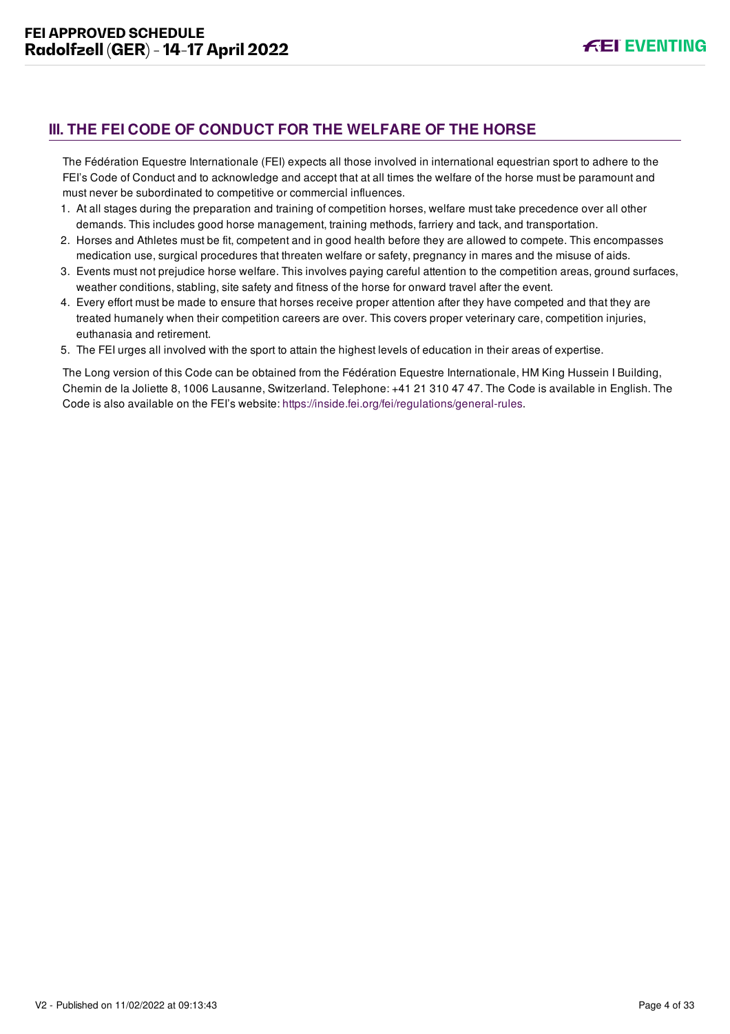## III. THE FEI CODE OF CONDUCT FOR THE WELFARE OF THE HORSE

The Fédération Equestre Internationale (FEI) expects all those involved in international equestrian sport to adhere to the FEI's Code of Conduct and to acknowledge and accept that at all times the welfare of the horse must be paramount and must never be subordinated to competitive or commercial influences.

1. At all stages during the preparation and training of competition horses, welfare must take precedence over all other demands. This includes good horse management, training methods, farriery and tack, and transportation.
2. Horses and Athletes must be fit, competent and in good health before they are allowed to compete. This encompasses medication use, surgical procedures that threaten welfare or safety, pregnancy in mares and the misuse of aids.
3. Events must not prejudice horse welfare. This involves paying careful attention to the competition areas, ground surfaces, weather conditions, stabling, site safety and fitness of the horse for onward travel after the event.
4. Every effort must be made to ensure that horses receive proper attention after they have competed and that they are treated humanely when their competition careers are over. This covers proper veterinary care, competition injuries, euthanasia and retirement.
5. The FEI urges all involved with the sport to attain the highest levels of education in their areas of expertise.

The Long version of this Code can be obtained from the Fédération Equestre Internationale, HM King Hussein I Building, Chemin de la Joliette 8, 1006 Lausanne, Switzerland. Telephone: +41 21 310 47 47. The Code is available in English. The Code is also available on the FEI's website: https://inside.fei.org/fei/regulations/general-rules.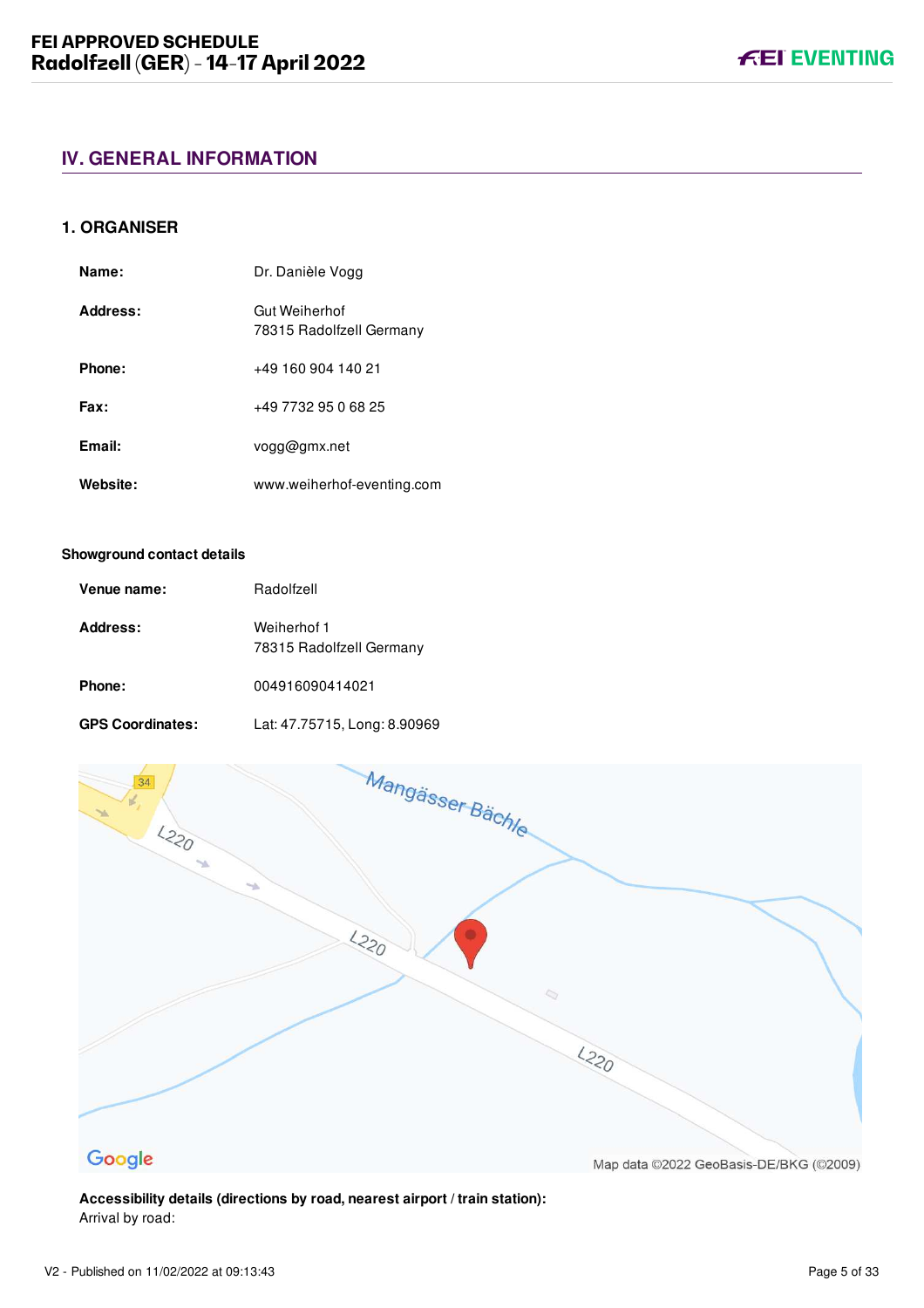## IV. GENERAL INFORMATION

### 1. ORGANISER

| | |
|---|---|
| **Name:** | Dr. Danièle Vogg |
| **Address:** | Gut Weiherhof<br>78315 Radolfzell Germany |
| **Phone:** | +49 160 904 140 21 |
| **Fax:** | +49 7732 95 0 68 25 |
| **Email:** | vogg@gmx.net |
| **Website:** | www.weiherhof-eventing.com |

**Showground contact details**

| | |
|---|---|
| **Venue name:** | Radolfzell |
| **Address:** | Weiherhof 1<br>78315 Radolfzell Germany |
| **Phone:** | 004916090414021 |
| **GPS Coordinates:** | Lat: 47.75715, Long: 8.90969 |

**Accessibility details (directions by road, nearest airport / train station):**
Arrival by road: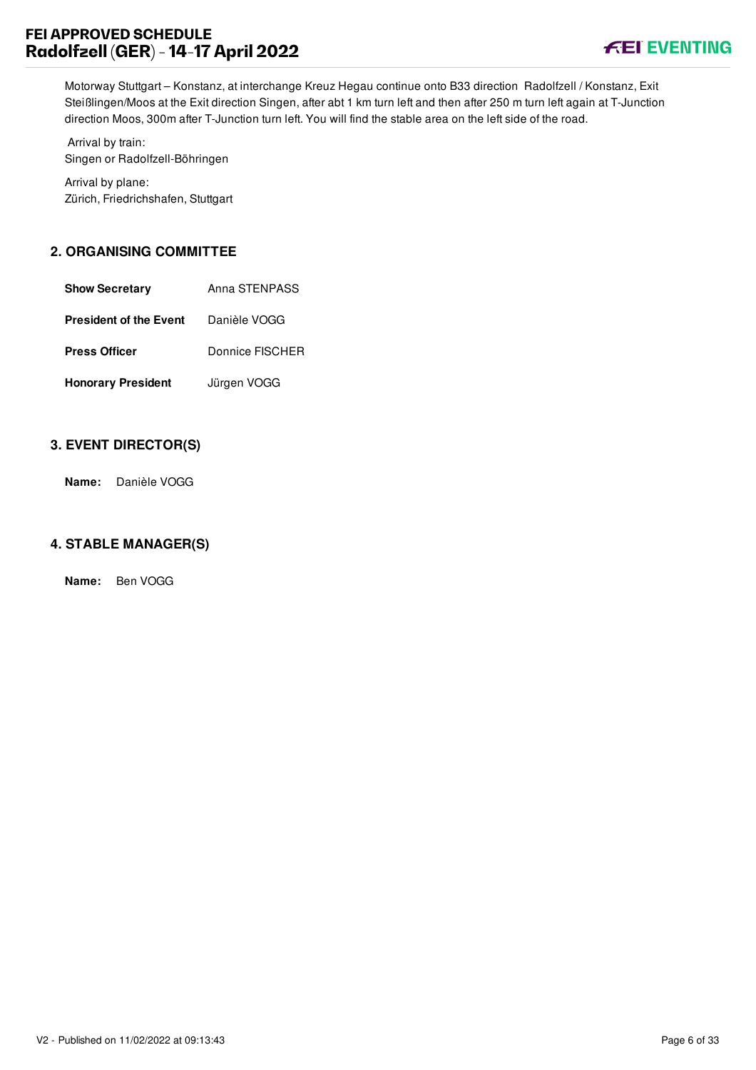Motorway Stuttgart – Konstanz, at interchange Kreuz Hegau continue onto B33 direction  Radolfzell / Konstanz, Exit Steißlingen/Moos at the Exit direction Singen, after abt 1 km turn left and then after 250 m turn left again at T-Junction direction Moos, 300m after T-Junction turn left. You will find the stable area on the left side of the road.

Arrival by train:
Singen or Radolfzell-Böhringen

Arrival by plane:
Zürich, Friedrichshafen, Stuttgart

## 2. ORGANISING COMMITTEE

| | |
|---|---|
| **Show Secretary** | Anna STENPASS |
| **President of the Event** | Danièle VOGG |
| **Press Officer** | Donnice FISCHER |
| **Honorary President** | Jürgen VOGG |

## 3. EVENT DIRECTOR(S)

**Name:** Danièle VOGG

## 4. STABLE MANAGER(S)

**Name:** Ben VOGG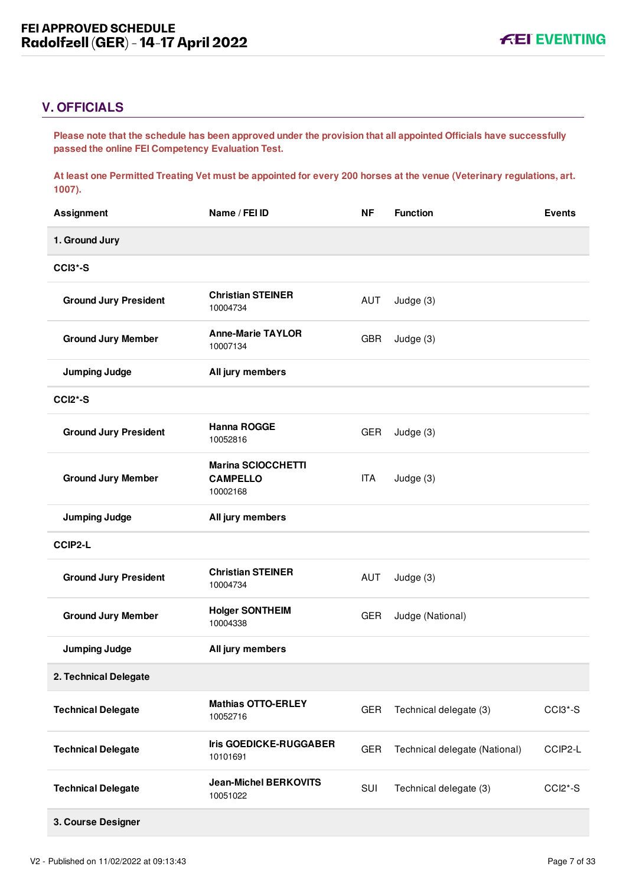## V. OFFICIALS

**Please note that the schedule has been approved under the provision that all appointed Officials have successfully passed the online FEI Competency Evaluation Test.**

**At least one Permitted Treating Vet must be appointed for every 200 horses at the venue (Veterinary regulations, art. 1007).**

| Assignment | Name / FEI ID | NF | Function | Events |
|---|---|---|---|---|
| **1. Ground Jury** | | | | |
| **CCI3*-S** | | | | |
| **Ground Jury President** | **Christian STEINER** 10004734 | AUT | Judge (3) | |
| **Ground Jury Member** | **Anne-Marie TAYLOR** 10007134 | GBR | Judge (3) | |
| **Jumping Judge** | **All jury members** | | | |
| **CCI2*-S** | | | | |
| **Ground Jury President** | **Hanna ROGGE** 10052816 | GER | Judge (3) | |
| **Ground Jury Member** | **Marina SCIOCCHETTI CAMPELLO** 10002168 | ITA | Judge (3) | |
| **Jumping Judge** | **All jury members** | | | |
| **CCIP2-L** | | | | |
| **Ground Jury President** | **Christian STEINER** 10004734 | AUT | Judge (3) | |
| **Ground Jury Member** | **Holger SONTHEIM** 10004338 | GER | Judge (National) | |
| **Jumping Judge** | **All jury members** | | | |
| **2. Technical Delegate** | | | | |
| **Technical Delegate** | **Mathias OTTO-ERLEY** 10052716 | GER | Technical delegate (3) | CCI3*-S |
| **Technical Delegate** | **Iris GOEDICKE-RUGGABER** 10101691 | GER | Technical delegate (National) | CCIP2-L |
| **Technical Delegate** | **Jean-Michel BERKOVITS** 10051022 | SUI | Technical delegate (3) | CCI2*-S |
| **3. Course Designer** | | | | |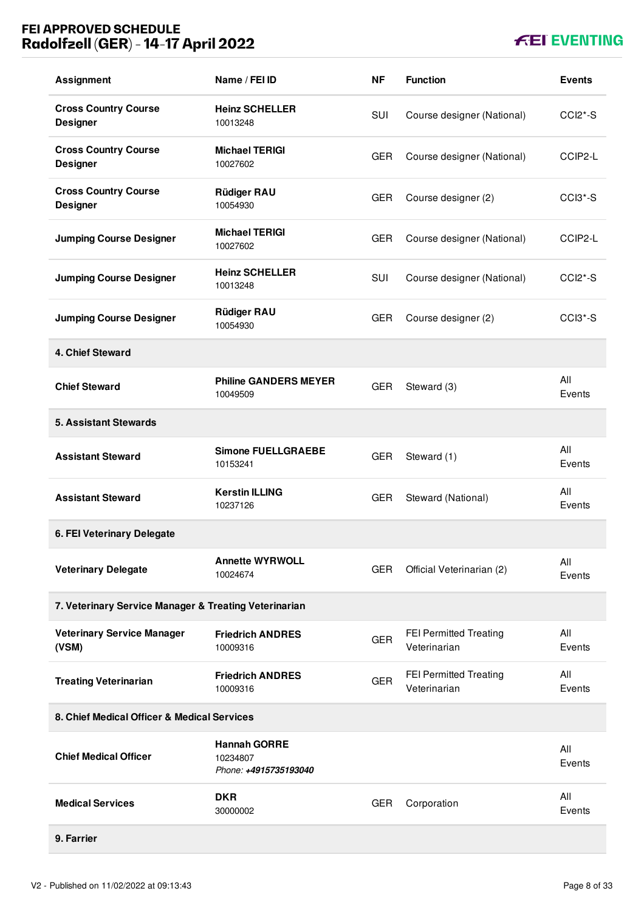| Assignment | Name / FEI ID | NF | Function | Events |
|---|---|---|---|---|
| **Cross Country Course Designer** | **Heinz SCHELLER** 10013248 | SUI | Course designer (National) | CCI2*-S |
| **Cross Country Course Designer** | **Michael TERIGI** 10027602 | GER | Course designer (National) | CCIP2-L |
| **Cross Country Course Designer** | **Rüdiger RAU** 10054930 | GER | Course designer (2) | CCI3*-S |
| **Jumping Course Designer** | **Michael TERIGI** 10027602 | GER | Course designer (National) | CCIP2-L |
| **Jumping Course Designer** | **Heinz SCHELLER** 10013248 | SUI | Course designer (National) | CCI2*-S |
| **Jumping Course Designer** | **Rüdiger RAU** 10054930 | GER | Course designer (2) | CCI3*-S |
| **4. Chief Steward** | | | | |
| **Chief Steward** | **Philine GANDERS MEYER** 10049509 | GER | Steward (3) | All Events |
| **5. Assistant Stewards** | | | | |
| **Assistant Steward** | **Simone FUELLGRAEBE** 10153241 | GER | Steward (1) | All Events |
| **Assistant Steward** | **Kerstin ILLING** 10237126 | GER | Steward (National) | All Events |
| **6. FEI Veterinary Delegate** | | | | |
| **Veterinary Delegate** | **Annette WYRWOLL** 10024674 | GER | Official Veterinarian (2) | All Events |
| **7. Veterinary Service Manager & Treating Veterinarian** | | | | |
| **Veterinary Service Manager (VSM)** | **Friedrich ANDRES** 10009316 | GER | FEI Permitted Treating Veterinarian | All Events |
| **Treating Veterinarian** | **Friedrich ANDRES** 10009316 | GER | FEI Permitted Treating Veterinarian | All Events |
| **8. Chief Medical Officer & Medical Services** | | | | |
| **Chief Medical Officer** | **Hannah GORRE** 10234807 *Phone:* ***+4915735193040*** | | | All Events |
| **Medical Services** | **DKR** 30000002 | GER | Corporation | All Events |
| **9. Farrier** | | | | |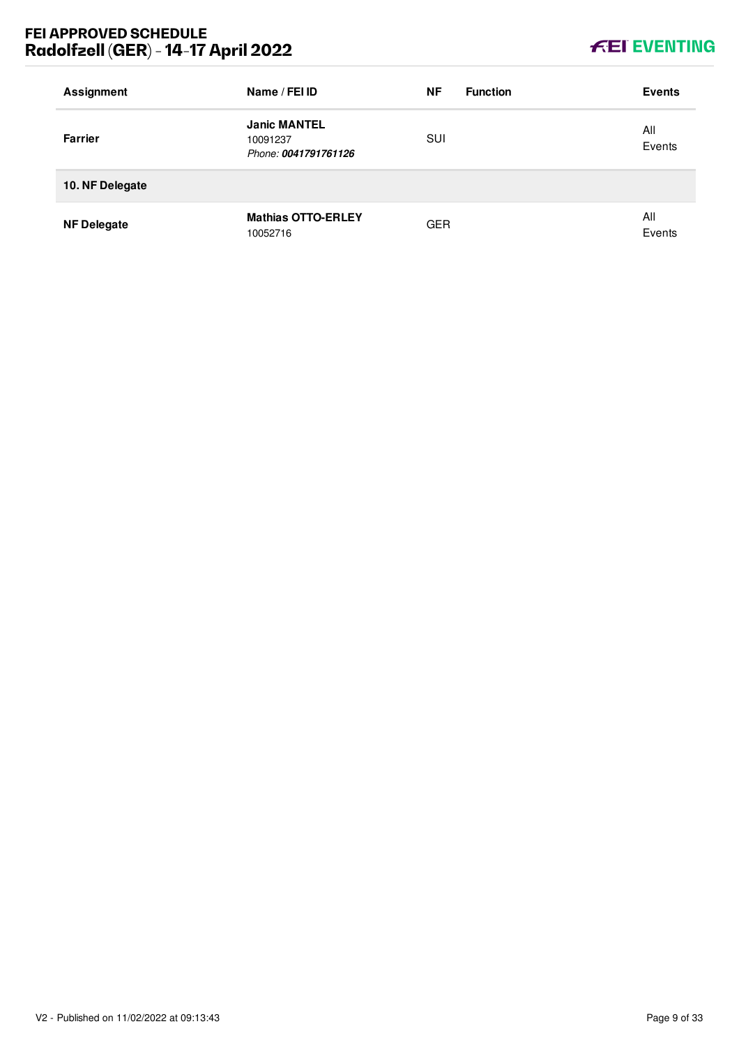| Assignment | Name / FEI ID | NF | Function | Events |
| --- | --- | --- | --- | --- |
| **Farrier** | **Janic MANTEL**<br>10091237<br>*Phone:* ***0041791761126*** | SUI | | All Events |
| **10. NF Delegate** | | | | |
| **NF Delegate** | **Mathias OTTO-ERLEY**<br>10052716 | GER | | All Events |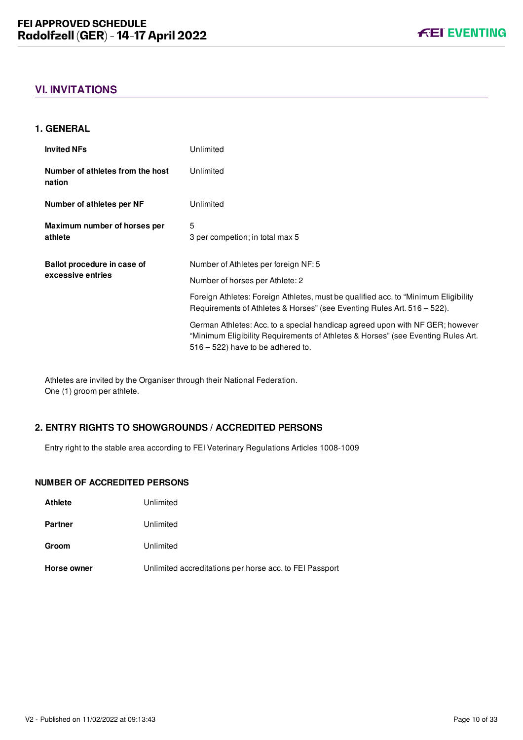## VI. INVITATIONS

### 1. GENERAL

| | |
|---|---|
| **Invited NFs** | Unlimited |
| **Number of athletes from the host nation** | Unlimited |
| **Number of athletes per NF** | Unlimited |
| **Maximum number of horses per athlete** | 5<br>3 per competion; in total max 5 |
| **Ballot procedure in case of excessive entries** | Number of Athletes per foreign NF: 5<br>Number of horses per Athlete: 2<br>Foreign Athletes: Foreign Athletes, must be qualified acc. to "Minimum Eligibility Requirements of Athletes & Horses" (see Eventing Rules Art. 516 – 522).<br>German Athletes: Acc. to a special handicap agreed upon with NF GER; however "Minimum Eligibility Requirements of Athletes & Horses" (see Eventing Rules Art. 516 – 522) have to be adhered to. |

Athletes are invited by the Organiser through their National Federation.
One (1) groom per athlete.

### 2. ENTRY RIGHTS TO SHOWGROUNDS / ACCREDITED PERSONS

Entry right to the stable area according to FEI Veterinary Regulations Articles 1008-1009

#### NUMBER OF ACCREDITED PERSONS

| | |
|---|---|
| **Athlete** | Unlimited |
| **Partner** | Unlimited |
| **Groom** | Unlimited |
| **Horse owner** | Unlimited accreditations per horse acc. to FEI Passport |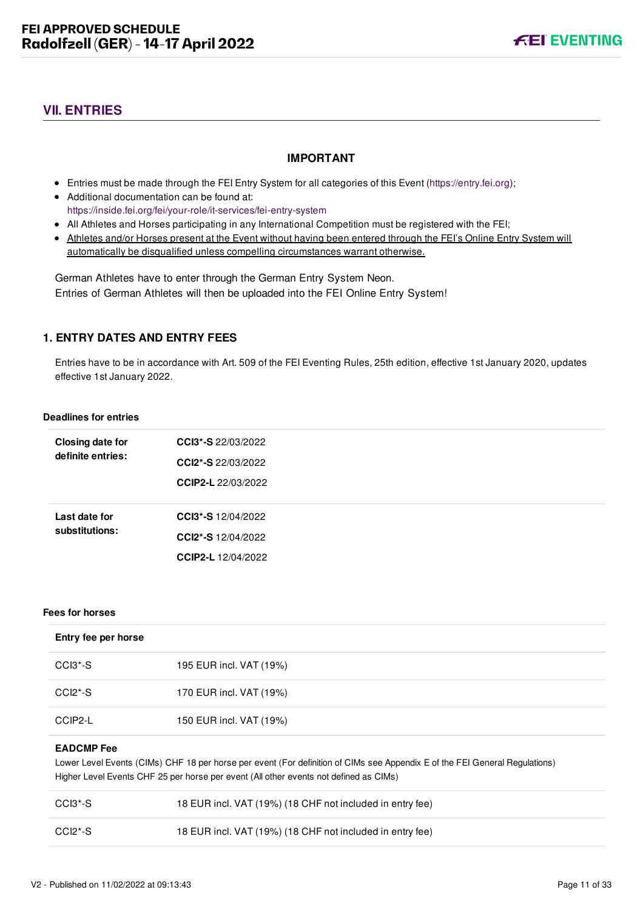## VII. ENTRIES

**IMPORTANT**

- Entries must be made through the FEI Entry System for all categories of this Event (https://entry.fei.org);
- Additional documentation can be found at: https://inside.fei.org/fei/your-role/it-services/fei-entry-system
- All Athletes and Horses participating in any International Competition must be registered with the FEI;
- Athletes and/or Horses present at the Event without having been entered through the FEI's Online Entry System will automatically be disqualified unless compelling circumstances warrant otherwise.

German Athletes have to enter through the German Entry System Neon.
Entries of German Athletes will then be uploaded into the FEI Online Entry System!

### 1. ENTRY DATES AND ENTRY FEES

Entries have to be in accordance with Art. 509 of the FEI Eventing Rules, 25th edition, effective 1st January 2020, updates effective 1st January 2022.

**Deadlines for entries**

| | |
|---|---|
| **Closing date for definite entries:** | **CCI3*-S** 22/03/2022<br>**CCI2*-S** 22/03/2022<br>**CCIP2-L** 22/03/2022 |
| **Last date for substitutions:** | **CCI3*-S** 12/04/2022<br>**CCI2*-S** 12/04/2022<br>**CCIP2-L** 12/04/2022 |

**Fees for horses**

| **Entry fee per horse** | |
|---|---|
| CCI3*-S | 195 EUR incl. VAT (19%) |
| CCI2*-S | 170 EUR incl. VAT (19%) |
| CCIP2-L | 150 EUR incl. VAT (19%) |

**EADCMP Fee**

Lower Level Events (CIMs) CHF 18 per horse per event (For definition of CIMs see Appendix E of the FEI General Regulations)
Higher Level Events CHF 25 per horse per event (All other events not defined as CIMs)

| | |
|---|---|
| CCI3*-S | 18 EUR incl. VAT (19%) (18 CHF not included in entry fee) |
| CCI2*-S | 18 EUR incl. VAT (19%) (18 CHF not included in entry fee) |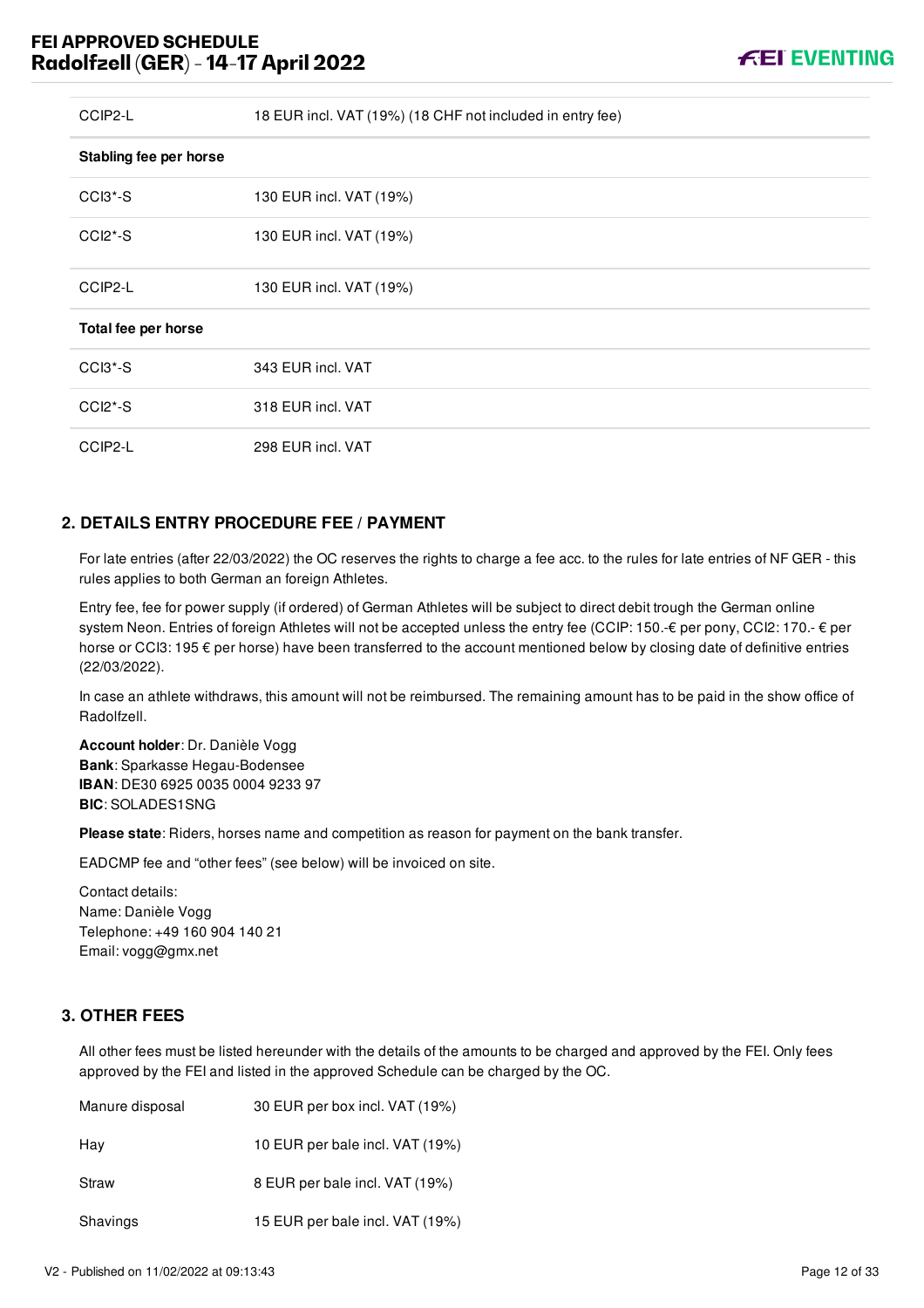| | |
|---|---|
| CCIP2-L | 18 EUR incl. VAT (19%) (18 CHF not included in entry fee) |
| **Stabling fee per horse** | |
| CCI3*-S | 130 EUR incl. VAT (19%) |
| CCI2*-S | 130 EUR incl. VAT (19%) |
| CCIP2-L | 130 EUR incl. VAT (19%) |
| **Total fee per horse** | |
| CCI3*-S | 343 EUR incl. VAT |
| CCI2*-S | 318 EUR incl. VAT |
| CCIP2-L | 298 EUR incl. VAT |

## 2. DETAILS ENTRY PROCEDURE FEE / PAYMENT

For late entries (after 22/03/2022) the OC reserves the rights to charge a fee acc. to the rules for late entries of NF GER - this rules applies to both German an foreign Athletes.

Entry fee, fee for power supply (if ordered) of German Athletes will be subject to direct debit trough the German online system Neon. Entries of foreign Athletes will not be accepted unless the entry fee (CCIP: 150.-€ per pony, CCI2: 170.- € per horse or CCI3: 195 € per horse) have been transferred to the account mentioned below by closing date of definitive entries (22/03/2022).

In case an athlete withdraws, this amount will not be reimbursed. The remaining amount has to be paid in the show office of Radolfzell.

**Account holder**: Dr. Danièle Vogg
**Bank**: Sparkasse Hegau-Bodensee
**IBAN**: DE30 6925 0035 0004 9233 97
**BIC**: SOLADES1SNG

**Please state**: Riders, horses name and competition as reason for payment on the bank transfer.

EADCMP fee and "other fees" (see below) will be invoiced on site.

Contact details:
Name: Danièle Vogg
Telephone: +49 160 904 140 21
Email: vogg@gmx.net

## 3. OTHER FEES

All other fees must be listed hereunder with the details of the amounts to be charged and approved by the FEI. Only fees approved by the FEI and listed in the approved Schedule can be charged by the OC.

| | |
|---|---|
| Manure disposal | 30 EUR per box incl. VAT (19%) |
| Hay | 10 EUR per bale incl. VAT (19%) |
| Straw | 8 EUR per bale incl. VAT (19%) |
| Shavings | 15 EUR per bale incl. VAT (19%) |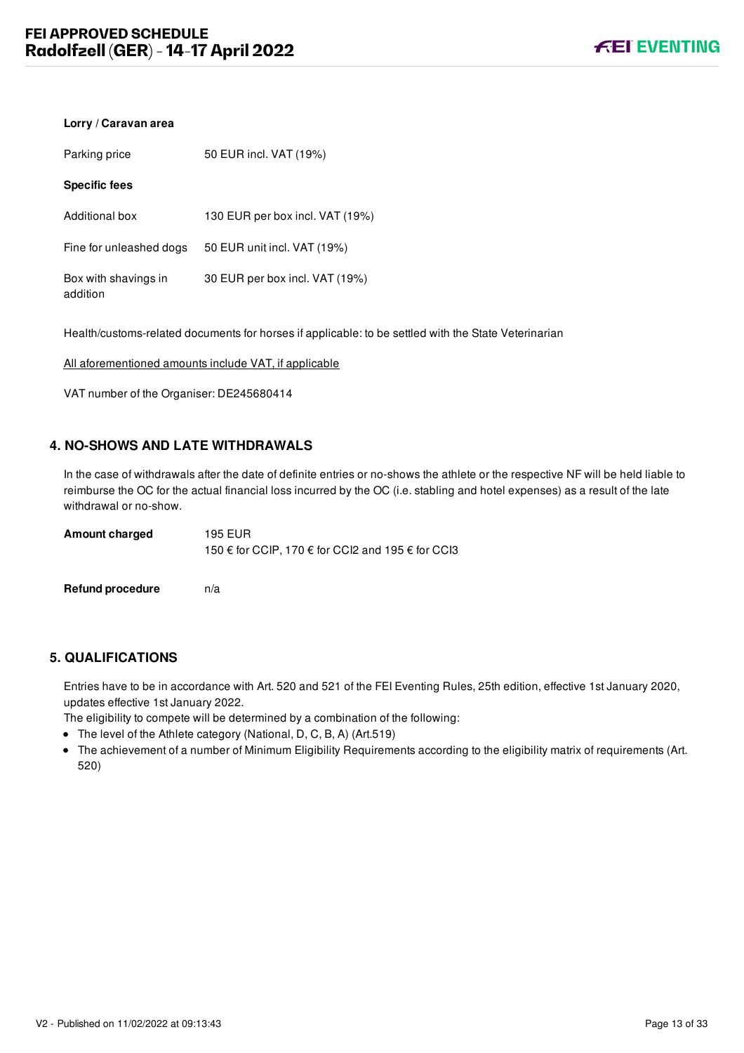**Lorry / Caravan area**

| | |
|---|---|
| Parking price | 50 EUR incl. VAT (19%) |

**Specific fees**

| | |
|---|---|
| Additional box | 130 EUR per box incl. VAT (19%) |
| Fine for unleashed dogs | 50 EUR unit incl. VAT (19%) |
| Box with shavings in addition | 30 EUR per box incl. VAT (19%) |

Health/customs-related documents for horses if applicable: to be settled with the State Veterinarian

All aforementioned amounts include VAT, if applicable

VAT number of the Organiser: DE245680414

## 4. NO-SHOWS AND LATE WITHDRAWALS

In the case of withdrawals after the date of definite entries or no-shows the athlete or the respective NF will be held liable to reimburse the OC for the actual financial loss incurred by the OC (i.e. stabling and hotel expenses) as a result of the late withdrawal or no-show.

| | |
|---|---|
| **Amount charged** | 195 EUR<br>150 € for CCIP, 170 € for CCI2 and 195 € for CCI3 |
| **Refund procedure** | n/a |

## 5. QUALIFICATIONS

Entries have to be in accordance with Art. 520 and 521 of the FEI Eventing Rules, 25th edition, effective 1st January 2020, updates effective 1st January 2022.

The eligibility to compete will be determined by a combination of the following:

- The level of the Athlete category (National, D, C, B, A) (Art.519)
- The achievement of a number of Minimum Eligibility Requirements according to the eligibility matrix of requirements (Art. 520)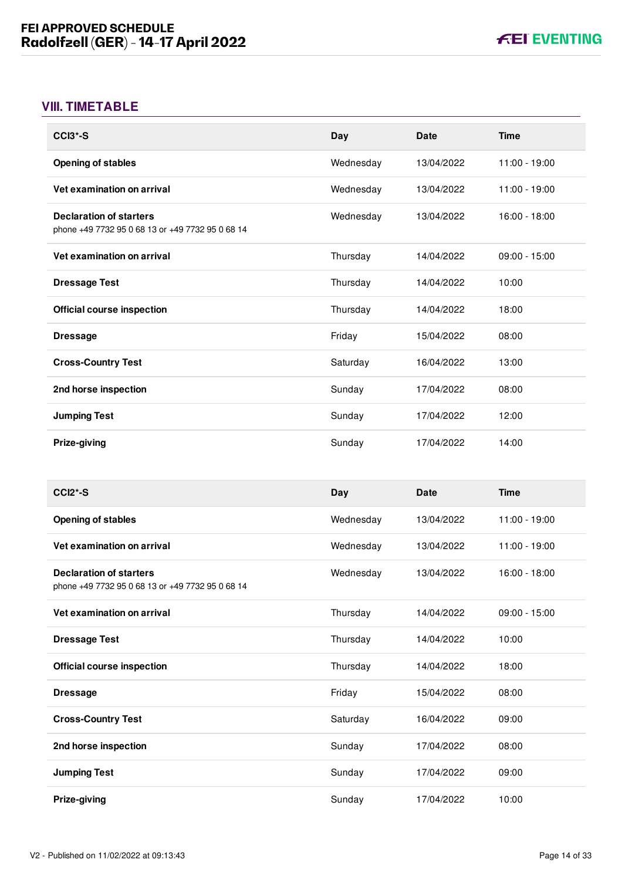## VIII. TIMETABLE

| CCI3*-S | Day | Date | Time |
|---|---|---|---|
| **Opening of stables** | Wednesday | 13/04/2022 | 11:00 - 19:00 |
| **Vet examination on arrival** | Wednesday | 13/04/2022 | 11:00 - 19:00 |
| **Declaration of starters**<br>phone +49 7732 95 0 68 13 or +49 7732 95 0 68 14 | Wednesday | 13/04/2022 | 16:00 - 18:00 |
| **Vet examination on arrival** | Thursday | 14/04/2022 | 09:00 - 15:00 |
| **Dressage Test** | Thursday | 14/04/2022 | 10:00 |
| **Official course inspection** | Thursday | 14/04/2022 | 18:00 |
| **Dressage** | Friday | 15/04/2022 | 08:00 |
| **Cross-Country Test** | Saturday | 16/04/2022 | 13:00 |
| **2nd horse inspection** | Sunday | 17/04/2022 | 08:00 |
| **Jumping Test** | Sunday | 17/04/2022 | 12:00 |
| **Prize-giving** | Sunday | 17/04/2022 | 14:00 |

| CCI2*-S | Day | Date | Time |
|---|---|---|---|
| **Opening of stables** | Wednesday | 13/04/2022 | 11:00 - 19:00 |
| **Vet examination on arrival** | Wednesday | 13/04/2022 | 11:00 - 19:00 |
| **Declaration of starters**<br>phone +49 7732 95 0 68 13 or +49 7732 95 0 68 14 | Wednesday | 13/04/2022 | 16:00 - 18:00 |
| **Vet examination on arrival** | Thursday | 14/04/2022 | 09:00 - 15:00 |
| **Dressage Test** | Thursday | 14/04/2022 | 10:00 |
| **Official course inspection** | Thursday | 14/04/2022 | 18:00 |
| **Dressage** | Friday | 15/04/2022 | 08:00 |
| **Cross-Country Test** | Saturday | 16/04/2022 | 09:00 |
| **2nd horse inspection** | Sunday | 17/04/2022 | 08:00 |
| **Jumping Test** | Sunday | 17/04/2022 | 09:00 |
| **Prize-giving** | Sunday | 17/04/2022 | 10:00 |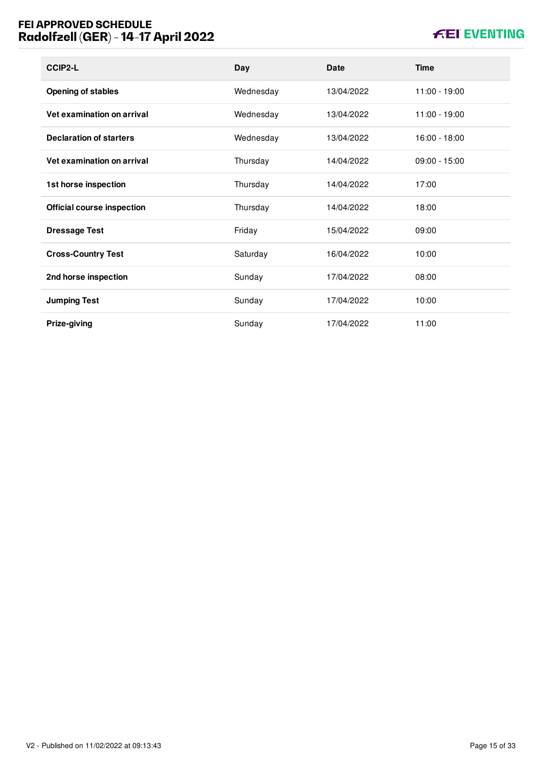| CCIP2-L | Day | Date | Time |
|---|---|---|---|
| **Opening of stables** | Wednesday | 13/04/2022 | 11:00 - 19:00 |
| **Vet examination on arrival** | Wednesday | 13/04/2022 | 11:00 - 19:00 |
| **Declaration of starters** | Wednesday | 13/04/2022 | 16:00 - 18:00 |
| **Vet examination on arrival** | Thursday | 14/04/2022 | 09:00 - 15:00 |
| **1st horse inspection** | Thursday | 14/04/2022 | 17:00 |
| **Official course inspection** | Thursday | 14/04/2022 | 18:00 |
| **Dressage Test** | Friday | 15/04/2022 | 09:00 |
| **Cross-Country Test** | Saturday | 16/04/2022 | 10:00 |
| **2nd horse inspection** | Sunday | 17/04/2022 | 08:00 |
| **Jumping Test** | Sunday | 17/04/2022 | 10:00 |
| **Prize-giving** | Sunday | 17/04/2022 | 11:00 |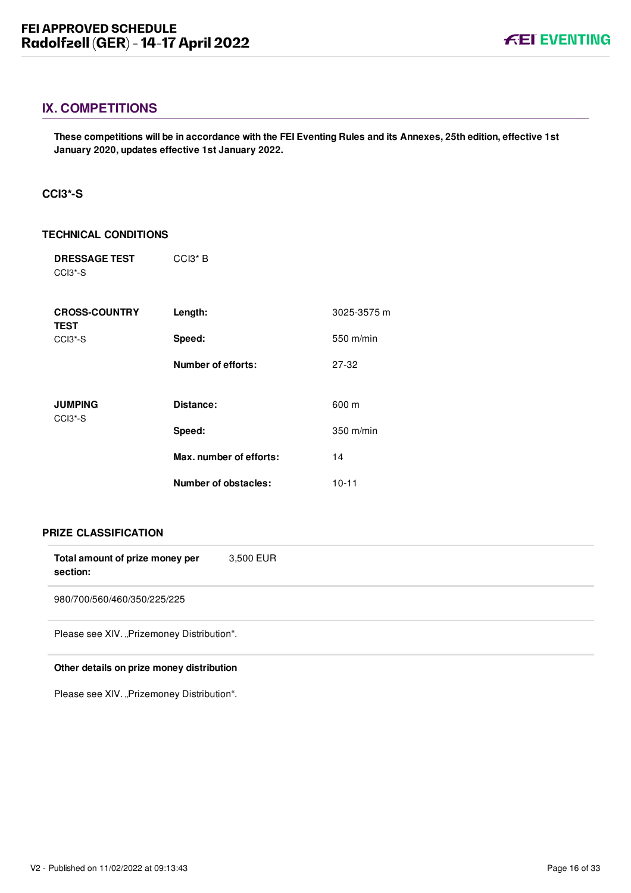## IX. COMPETITIONS

**These competitions will be in accordance with the FEI Eventing Rules and its Annexes, 25th edition, effective 1st January 2020, updates effective 1st January 2022.**

### CCI3*-S

#### TECHNICAL CONDITIONS

| | | |
|---|---|---|
| **DRESSAGE TEST** CCI3*-S | CCI3* B | |
| **CROSS-COUNTRY TEST** CCI3*-S | **Length:** | 3025-3575 m |
| | **Speed:** | 550 m/min |
| | **Number of efforts:** | 27-32 |
| **JUMPING** CCI3*-S | **Distance:** | 600 m |
| | **Speed:** | 350 m/min |
| | **Max. number of efforts:** | 14 |
| | **Number of obstacles:** | 10-11 |

#### PRIZE CLASSIFICATION

**Total amount of prize money per section:** 3,500 EUR

980/700/560/460/350/225/225

Please see XIV. „Prizemoney Distribution".

**Other details on prize money distribution**

Please see XIV. „Prizemoney Distribution".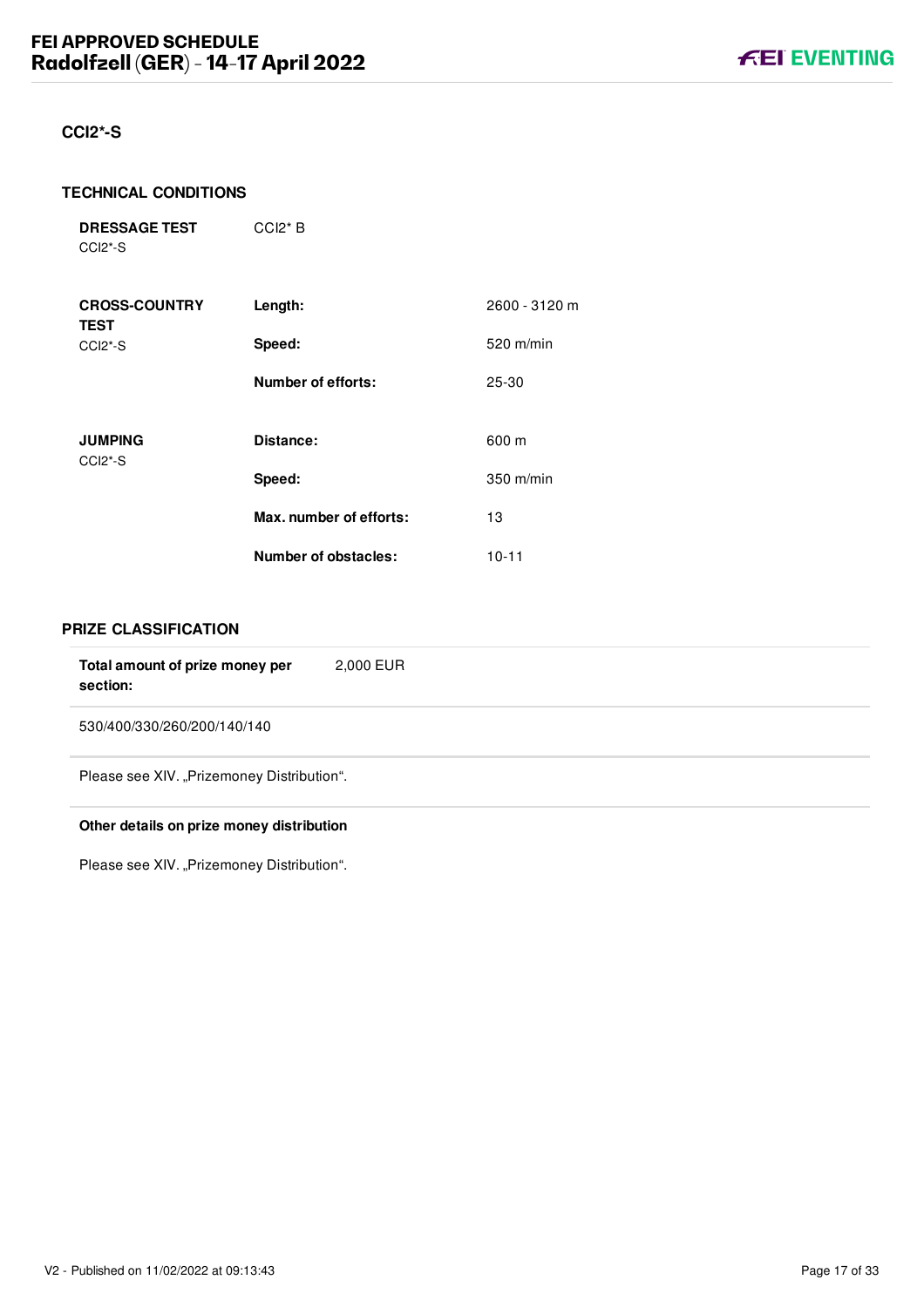## CCI2*-S

### TECHNICAL CONDITIONS

| | | |
|---|---|---|
| **DRESSAGE TEST** CCI2*-S | CCI2* B | |
| **CROSS-COUNTRY TEST** CCI2*-S | **Length:** | 2600 - 3120 m |
| | **Speed:** | 520 m/min |
| | **Number of efforts:** | 25-30 |
| **JUMPING** CCI2*-S | **Distance:** | 600 m |
| | **Speed:** | 350 m/min |
| | **Max. number of efforts:** | 13 |
| | **Number of obstacles:** | 10-11 |

### PRIZE CLASSIFICATION

**Total amount of prize money per section:** 2,000 EUR

530/400/330/260/200/140/140

Please see XIV. „Prizemoney Distribution".

**Other details on prize money distribution**

Please see XIV. „Prizemoney Distribution".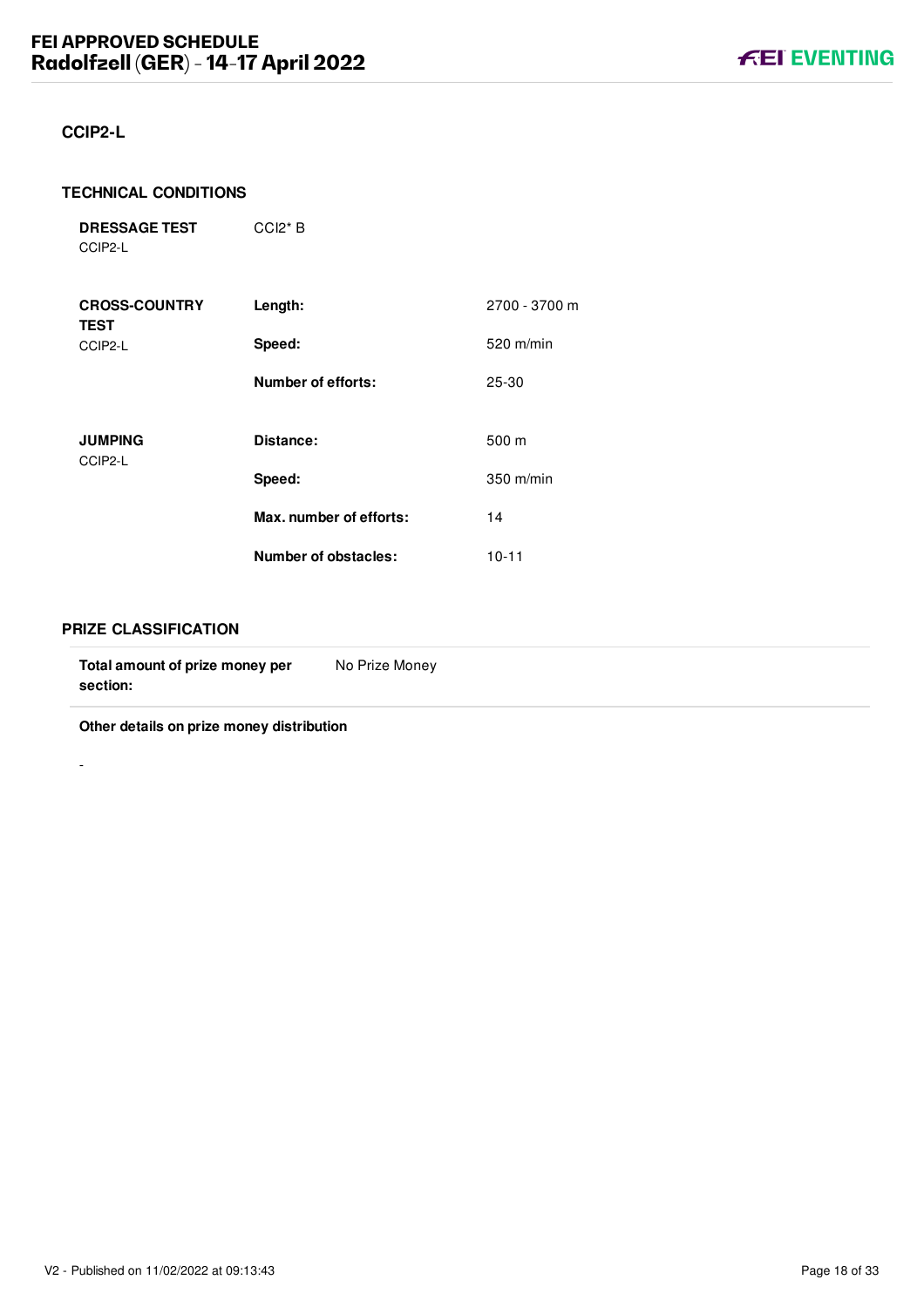## CCIP2-L

### TECHNICAL CONDITIONS

| | | |
|---|---|---|
| **DRESSAGE TEST**<br>CCIP2-L | CCI2* B | |
| **CROSS-COUNTRY TEST**<br>CCIP2-L | **Length:** | 2700 - 3700 m |
| | **Speed:** | 520 m/min |
| | **Number of efforts:** | 25-30 |
| **JUMPING**<br>CCIP2-L | **Distance:** | 500 m |
| | **Speed:** | 350 m/min |
| | **Max. number of efforts:** | 14 |
| | **Number of obstacles:** | 10-11 |

### PRIZE CLASSIFICATION

| | |
|---|---|
| **Total amount of prize money per section:** | No Prize Money |

**Other details on prize money distribution**

-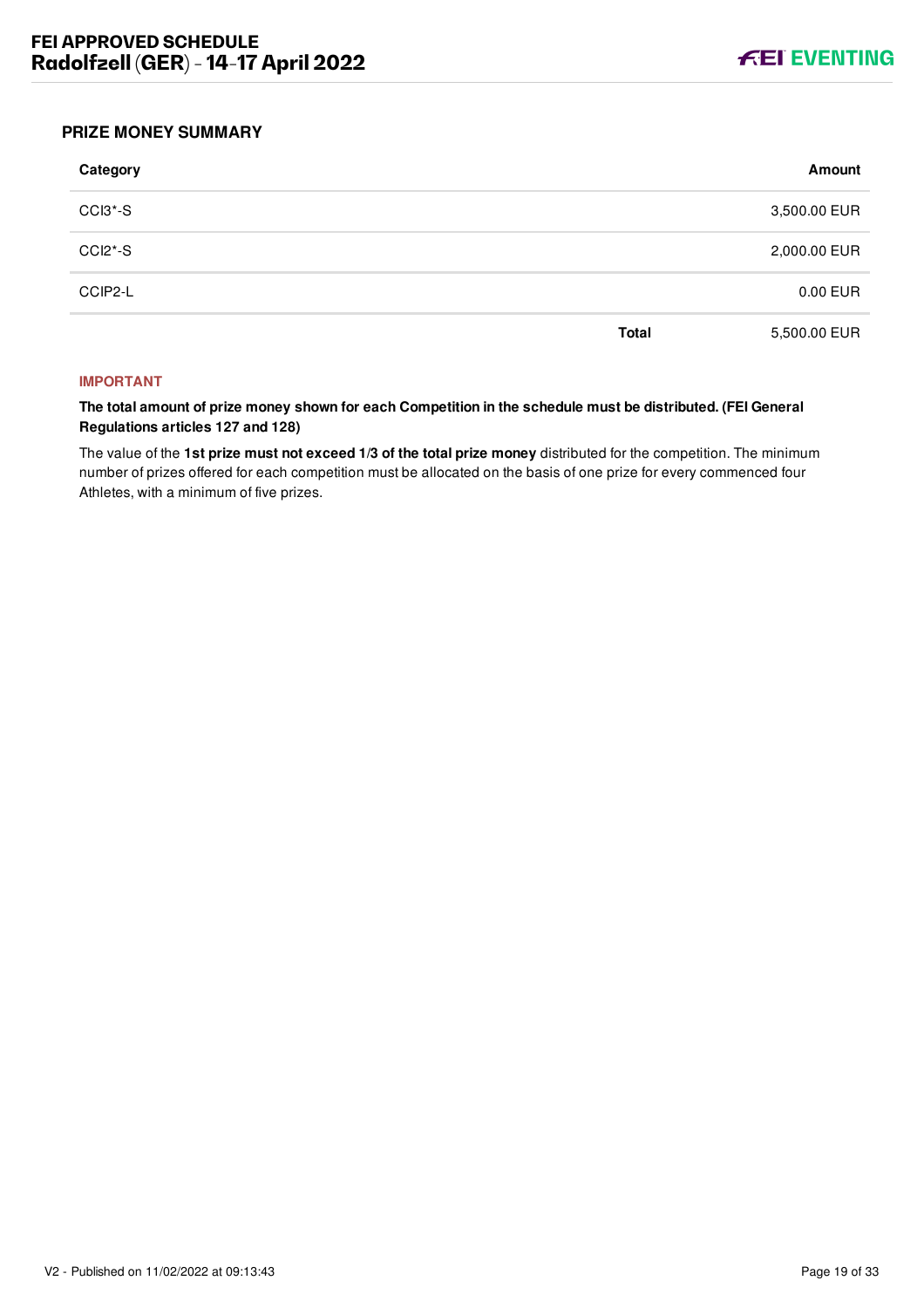## PRIZE MONEY SUMMARY

| Category | | Amount |
|---|---|---|
| CCI3*-S | | 3,500.00 EUR |
| CCI2*-S | | 2,000.00 EUR |
| CCIP2-L | | 0.00 EUR |
| | **Total** | 5,500.00 EUR |

**IMPORTANT**

**The total amount of prize money shown for each Competition in the schedule must be distributed. (FEI General Regulations articles 127 and 128)**

The value of the **1st prize must not exceed 1/3 of the total prize money** distributed for the competition. The minimum number of prizes offered for each competition must be allocated on the basis of one prize for every commenced four Athletes, with a minimum of five prizes.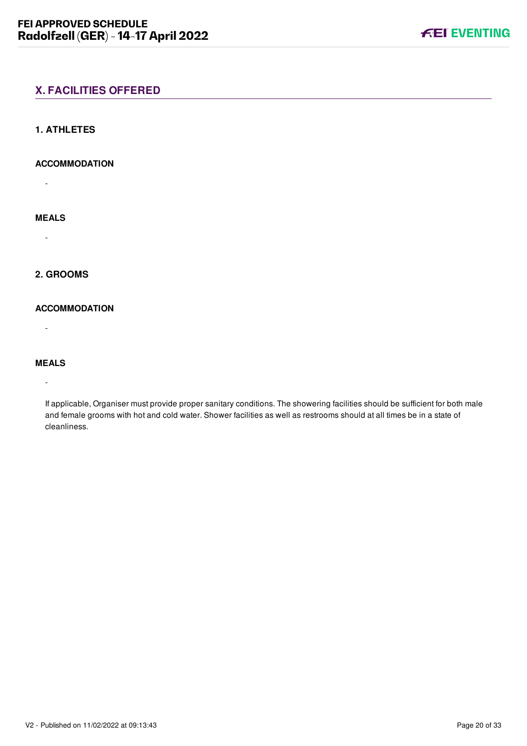## X. FACILITIES OFFERED

### 1. ATHLETES

#### ACCOMMODATION

-

#### MEALS

-

### 2. GROOMS

#### ACCOMMODATION

-

#### MEALS

-

If applicable, Organiser must provide proper sanitary conditions. The showering facilities should be sufficient for both male and female grooms with hot and cold water. Shower facilities as well as restrooms should at all times be in a state of cleanliness.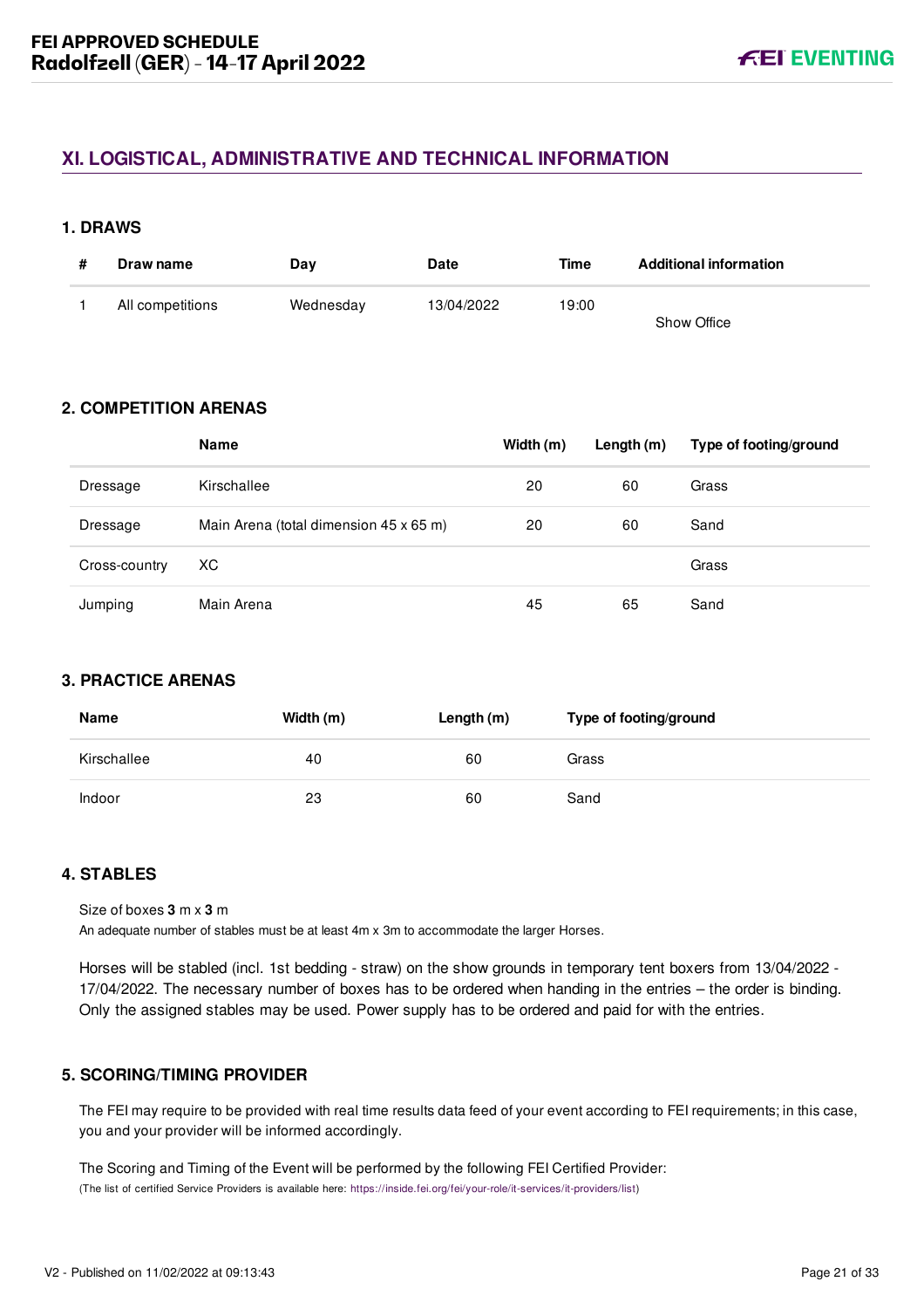## XI. LOGISTICAL, ADMINISTRATIVE AND TECHNICAL INFORMATION

### 1. DRAWS

| # | Draw name | Day | Date | Time | Additional information |
|---|---|---|---|---|---|
| 1 | All competitions | Wednesday | 13/04/2022 | 19:00 | Show Office |

### 2. COMPETITION ARENAS

| | Name | Width (m) | Length (m) | Type of footing/ground |
|---|---|---|---|---|
| Dressage | Kirschallee | 20 | 60 | Grass |
| Dressage | Main Arena (total dimension 45 x 65 m) | 20 | 60 | Sand |
| Cross-country | XC | | | Grass |
| Jumping | Main Arena | 45 | 65 | Sand |

### 3. PRACTICE ARENAS

| Name | Width (m) | Length (m) | Type of footing/ground |
|---|---|---|---|
| Kirschallee | 40 | 60 | Grass |
| Indoor | 23 | 60 | Sand |

### 4. STABLES

Size of boxes **3** m x **3** m
An adequate number of stables must be at least 4m x 3m to accommodate the larger Horses.

Horses will be stabled (incl. 1st bedding - straw) on the show grounds in temporary tent boxers from 13/04/2022 - 17/04/2022. The necessary number of boxes has to be ordered when handing in the entries – the order is binding. Only the assigned stables may be used. Power supply has to be ordered and paid for with the entries.

### 5. SCORING/TIMING PROVIDER

The FEI may require to be provided with real time results data feed of your event according to FEI requirements; in this case, you and your provider will be informed accordingly.

The Scoring and Timing of the Event will be performed by the following FEI Certified Provider:
(The list of certified Service Providers is available here: https://inside.fei.org/fei/your-role/it-services/it-providers/list)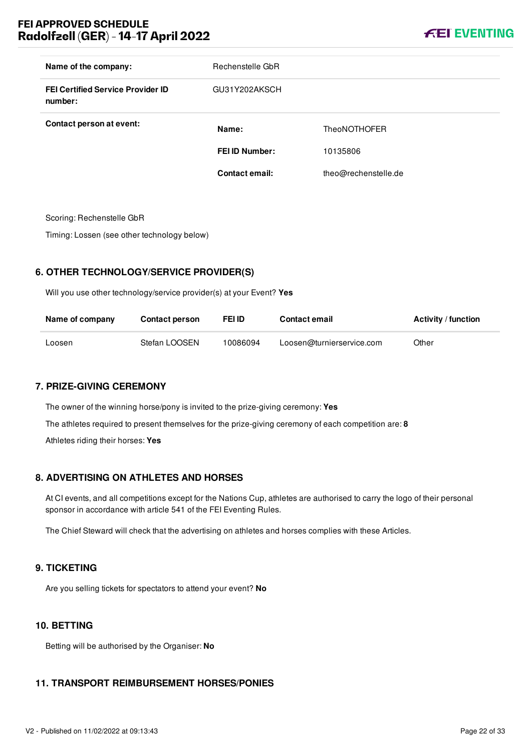| | | |
|---|---|---|
| **Name of the company:** | Rechenstelle GbR | |
| **FEI Certified Service Provider ID number:** | GU31Y202AKSCH | |
| **Contact person at event:** | **Name:** | TheoNOTHOFER |
| | **FEI ID Number:** | 10135806 |
| | **Contact email:** | theo@rechenstelle.de |

Scoring: Rechenstelle GbR

Timing: Lossen (see other technology below)

## 6. OTHER TECHNOLOGY/SERVICE PROVIDER(S)

Will you use other technology/service provider(s) at your Event? **Yes**

| Name of company | Contact person | FEI ID | Contact email | Activity / function |
|---|---|---|---|---|
| Loosen | Stefan LOOSEN | 10086094 | Loosen@turnierservice.com | Other |

## 7. PRIZE-GIVING CEREMONY

The owner of the winning horse/pony is invited to the prize-giving ceremony: **Yes**

The athletes required to present themselves for the prize-giving ceremony of each competition are: **8**

Athletes riding their horses: **Yes**

## 8. ADVERTISING ON ATHLETES AND HORSES

At CI events, and all competitions except for the Nations Cup, athletes are authorised to carry the logo of their personal sponsor in accordance with article 541 of the FEI Eventing Rules.

The Chief Steward will check that the advertising on athletes and horses complies with these Articles.

## 9. TICKETING

Are you selling tickets for spectators to attend your event? **No**

## 10. BETTING

Betting will be authorised by the Organiser: **No**

## 11. TRANSPORT REIMBURSEMENT HORSES/PONIES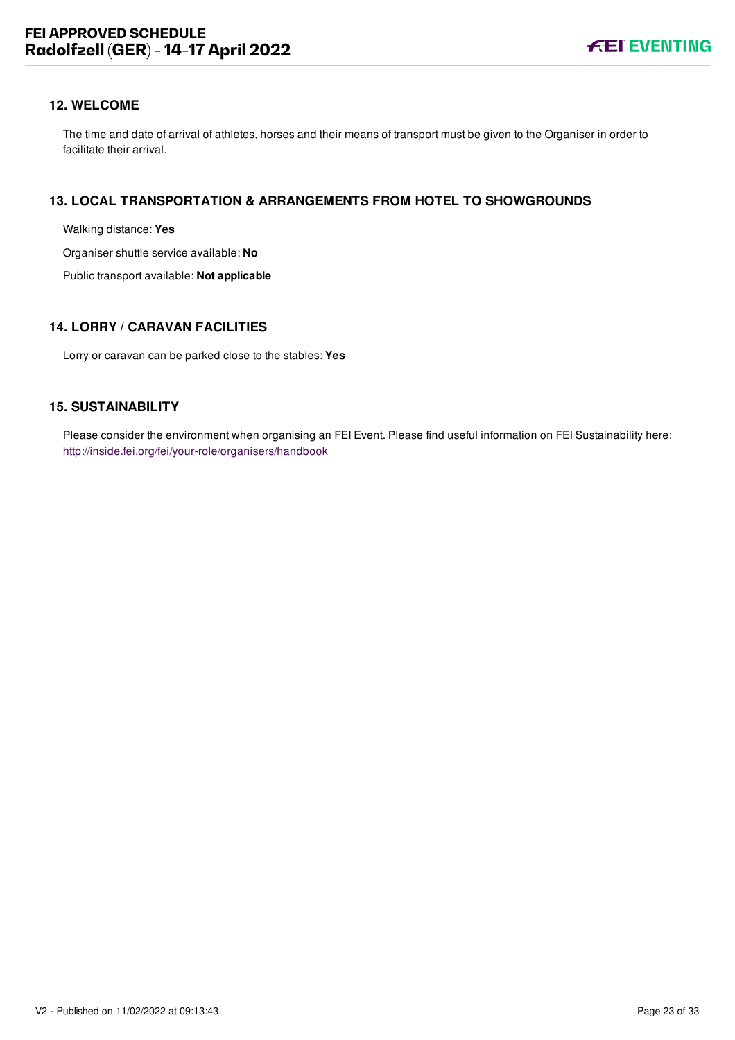## 12. WELCOME

The time and date of arrival of athletes, horses and their means of transport must be given to the Organiser in order to facilitate their arrival.

## 13. LOCAL TRANSPORTATION & ARRANGEMENTS FROM HOTEL TO SHOWGROUNDS

Walking distance: **Yes**

Organiser shuttle service available: **No**

Public transport available: **Not applicable**

## 14. LORRY / CARAVAN FACILITIES

Lorry or caravan can be parked close to the stables: **Yes**

## 15. SUSTAINABILITY

Please consider the environment when organising an FEI Event. Please find useful information on FEI Sustainability here: http://inside.fei.org/fei/your-role/organisers/handbook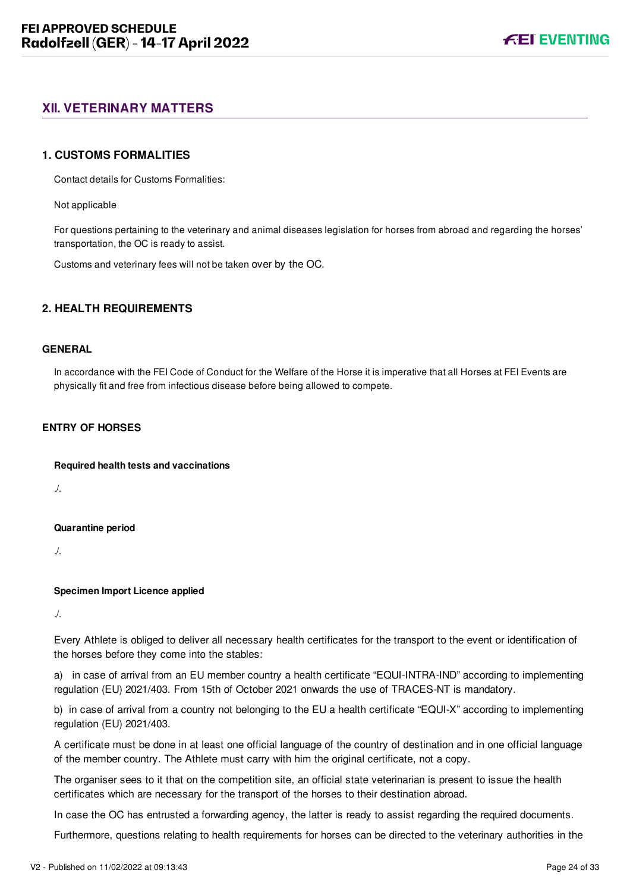## XII. VETERINARY MATTERS

### 1. CUSTOMS FORMALITIES

Contact details for Customs Formalities:

Not applicable

For questions pertaining to the veterinary and animal diseases legislation for horses from abroad and regarding the horses' transportation, the OC is ready to assist.

Customs and veterinary fees will not be taken over by the OC.

### 2. HEALTH REQUIREMENTS

#### GENERAL

In accordance with the FEI Code of Conduct for the Welfare of the Horse it is imperative that all Horses at FEI Events are physically fit and free from infectious disease before being allowed to compete.

#### ENTRY OF HORSES

**Required health tests and vaccinations**

./.

**Quarantine period**

./.

**Specimen Import Licence applied**

./.

Every Athlete is obliged to deliver all necessary health certificates for the transport to the event or identification of the horses before they come into the stables:

a) in case of arrival from an EU member country a health certificate "EQUI-INTRA-IND" according to implementing regulation (EU) 2021/403. From 15th of October 2021 onwards the use of TRACES-NT is mandatory.

b) in case of arrival from a country not belonging to the EU a health certificate "EQUI-X" according to implementing regulation (EU) 2021/403.

A certificate must be done in at least one official language of the country of destination and in one official language of the member country. The Athlete must carry with him the original certificate, not a copy.

The organiser sees to it that on the competition site, an official state veterinarian is present to issue the health certificates which are necessary for the transport of the horses to their destination abroad.

In case the OC has entrusted a forwarding agency, the latter is ready to assist regarding the required documents.

Furthermore, questions relating to health requirements for horses can be directed to the veterinary authorities in the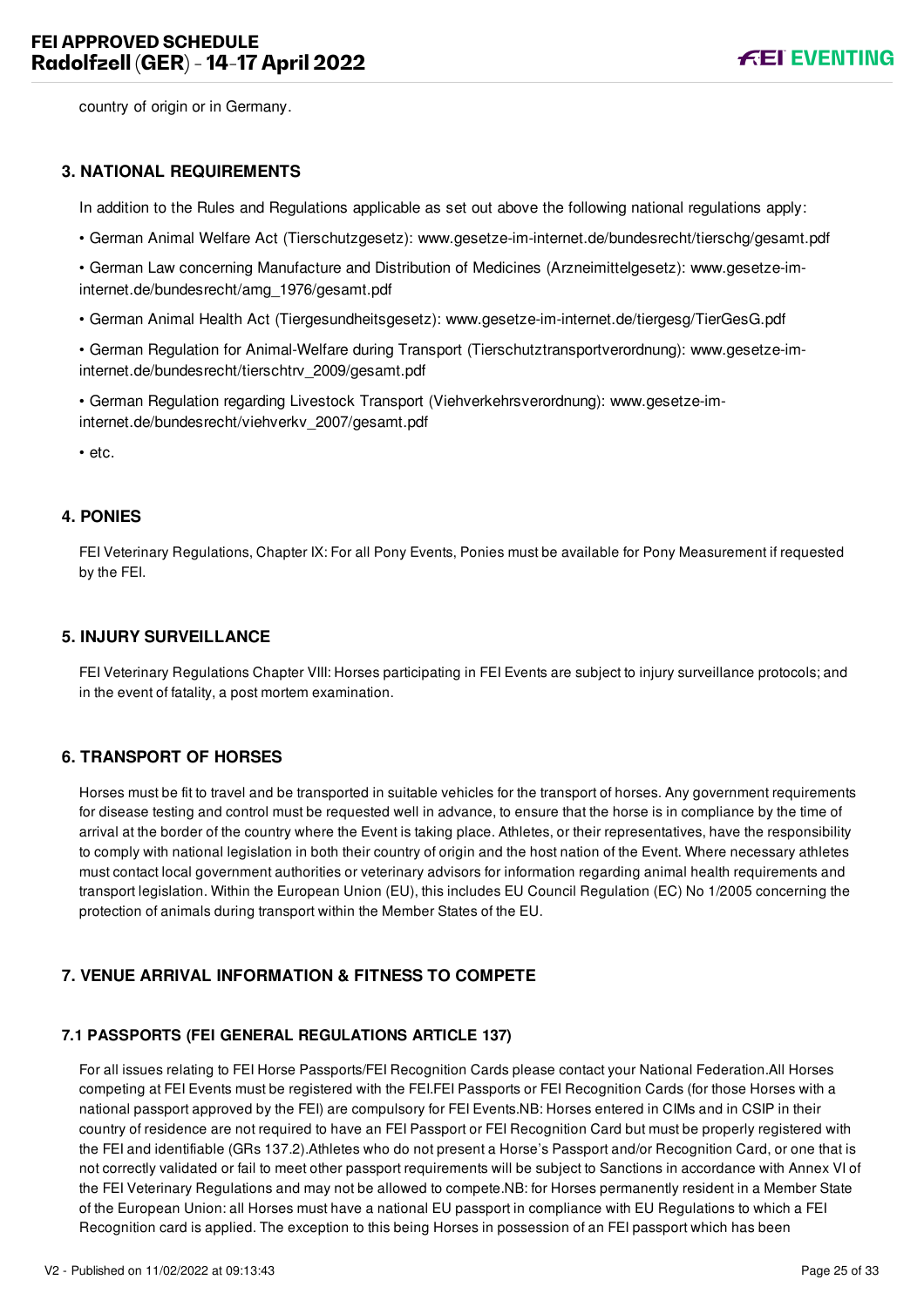country of origin or in Germany.

## 3. NATIONAL REQUIREMENTS

In addition to the Rules and Regulations applicable as set out above the following national regulations apply:

- German Animal Welfare Act (Tierschutzgesetz): www.gesetze-im-internet.de/bundesrecht/tierschg/gesamt.pdf
- German Law concerning Manufacture and Distribution of Medicines (Arzneimittelgesetz): www.gesetze-im-internet.de/bundesrecht/amg_1976/gesamt.pdf
- German Animal Health Act (Tiergesundheitsgesetz): www.gesetze-im-internet.de/tiergesg/TierGesG.pdf
- German Regulation for Animal-Welfare during Transport (Tierschutztransportverordnung): www.gesetze-im-internet.de/bundesrecht/tierschtrv_2009/gesamt.pdf
- German Regulation regarding Livestock Transport (Viehverkehrsverordnung): www.gesetze-im-internet.de/bundesrecht/viehverkv_2007/gesamt.pdf
- etc.

## 4. PONIES

FEI Veterinary Regulations, Chapter IX: For all Pony Events, Ponies must be available for Pony Measurement if requested by the FEI.

## 5. INJURY SURVEILLANCE

FEI Veterinary Regulations Chapter VIII: Horses participating in FEI Events are subject to injury surveillance protocols; and in the event of fatality, a post mortem examination.

## 6. TRANSPORT OF HORSES

Horses must be fit to travel and be transported in suitable vehicles for the transport of horses. Any government requirements for disease testing and control must be requested well in advance, to ensure that the horse is in compliance by the time of arrival at the border of the country where the Event is taking place. Athletes, or their representatives, have the responsibility to comply with national legislation in both their country of origin and the host nation of the Event. Where necessary athletes must contact local government authorities or veterinary advisors for information regarding animal health requirements and transport legislation. Within the European Union (EU), this includes EU Council Regulation (EC) No 1/2005 concerning the protection of animals during transport within the Member States of the EU.

## 7. VENUE ARRIVAL INFORMATION & FITNESS TO COMPETE

### 7.1 PASSPORTS (FEI GENERAL REGULATIONS ARTICLE 137)

For all issues relating to FEI Horse Passports/FEI Recognition Cards please contact your National Federation.All Horses competing at FEI Events must be registered with the FEI.FEI Passports or FEI Recognition Cards (for those Horses with a national passport approved by the FEI) are compulsory for FEI Events.NB: Horses entered in CIMs and in CSIP in their country of residence are not required to have an FEI Passport or FEI Recognition Card but must be properly registered with the FEI and identifiable (GRs 137.2).Athletes who do not present a Horse's Passport and/or Recognition Card, or one that is not correctly validated or fail to meet other passport requirements will be subject to Sanctions in accordance with Annex VI of the FEI Veterinary Regulations and may not be allowed to compete.NB: for Horses permanently resident in a Member State of the European Union: all Horses must have a national EU passport in compliance with EU Regulations to which a FEI Recognition card is applied. The exception to this being Horses in possession of an FEI passport which has been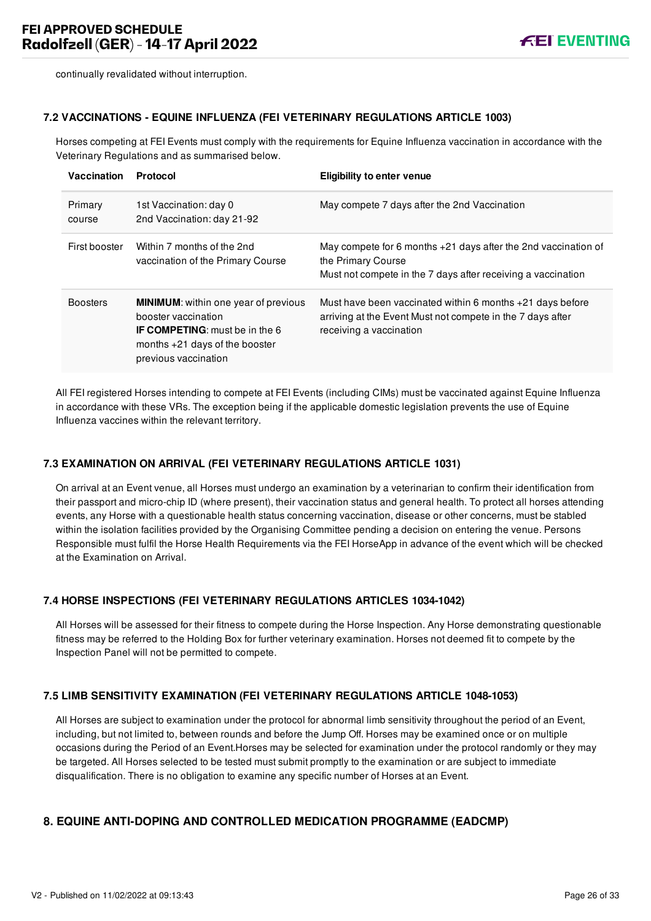continually revalidated without interruption.

### 7.2 VACCINATIONS - EQUINE INFLUENZA (FEI VETERINARY REGULATIONS ARTICLE 1003)

Horses competing at FEI Events must comply with the requirements for Equine Influenza vaccination in accordance with the Veterinary Regulations and as summarised below.

| Vaccination | Protocol | Eligibility to enter venue |
|---|---|---|
| Primary course | 1st Vaccination: day 0<br>2nd Vaccination: day 21-92 | May compete 7 days after the 2nd Vaccination |
| First booster | Within 7 months of the 2nd vaccination of the Primary Course | May compete for 6 months +21 days after the 2nd vaccination of the Primary Course<br>Must not compete in the 7 days after receiving a vaccination |
| Boosters | **MINIMUM**: within one year of previous booster vaccination<br>**IF COMPETING**: must be in the 6 months +21 days of the booster previous vaccination | Must have been vaccinated within 6 months +21 days before arriving at the Event Must not compete in the 7 days after receiving a vaccination |

All FEI registered Horses intending to compete at FEI Events (including CIMs) must be vaccinated against Equine Influenza in accordance with these VRs. The exception being if the applicable domestic legislation prevents the use of Equine Influenza vaccines within the relevant territory.

### 7.3 EXAMINATION ON ARRIVAL (FEI VETERINARY REGULATIONS ARTICLE 1031)

On arrival at an Event venue, all Horses must undergo an examination by a veterinarian to confirm their identification from their passport and micro-chip ID (where present), their vaccination status and general health. To protect all horses attending events, any Horse with a questionable health status concerning vaccination, disease or other concerns, must be stabled within the isolation facilities provided by the Organising Committee pending a decision on entering the venue. Persons Responsible must fulfil the Horse Health Requirements via the FEI HorseApp in advance of the event which will be checked at the Examination on Arrival.

### 7.4 HORSE INSPECTIONS (FEI VETERINARY REGULATIONS ARTICLES 1034-1042)

All Horses will be assessed for their fitness to compete during the Horse Inspection. Any Horse demonstrating questionable fitness may be referred to the Holding Box for further veterinary examination. Horses not deemed fit to compete by the Inspection Panel will not be permitted to compete.

### 7.5 LIMB SENSITIVITY EXAMINATION (FEI VETERINARY REGULATIONS ARTICLE 1048-1053)

All Horses are subject to examination under the protocol for abnormal limb sensitivity throughout the period of an Event, including, but not limited to, between rounds and before the Jump Off. Horses may be examined once or on multiple occasions during the Period of an Event.Horses may be selected for examination under the protocol randomly or they may be targeted. All Horses selected to be tested must submit promptly to the examination or are subject to immediate disqualification. There is no obligation to examine any specific number of Horses at an Event.

## 8. EQUINE ANTI-DOPING AND CONTROLLED MEDICATION PROGRAMME (EADCMP)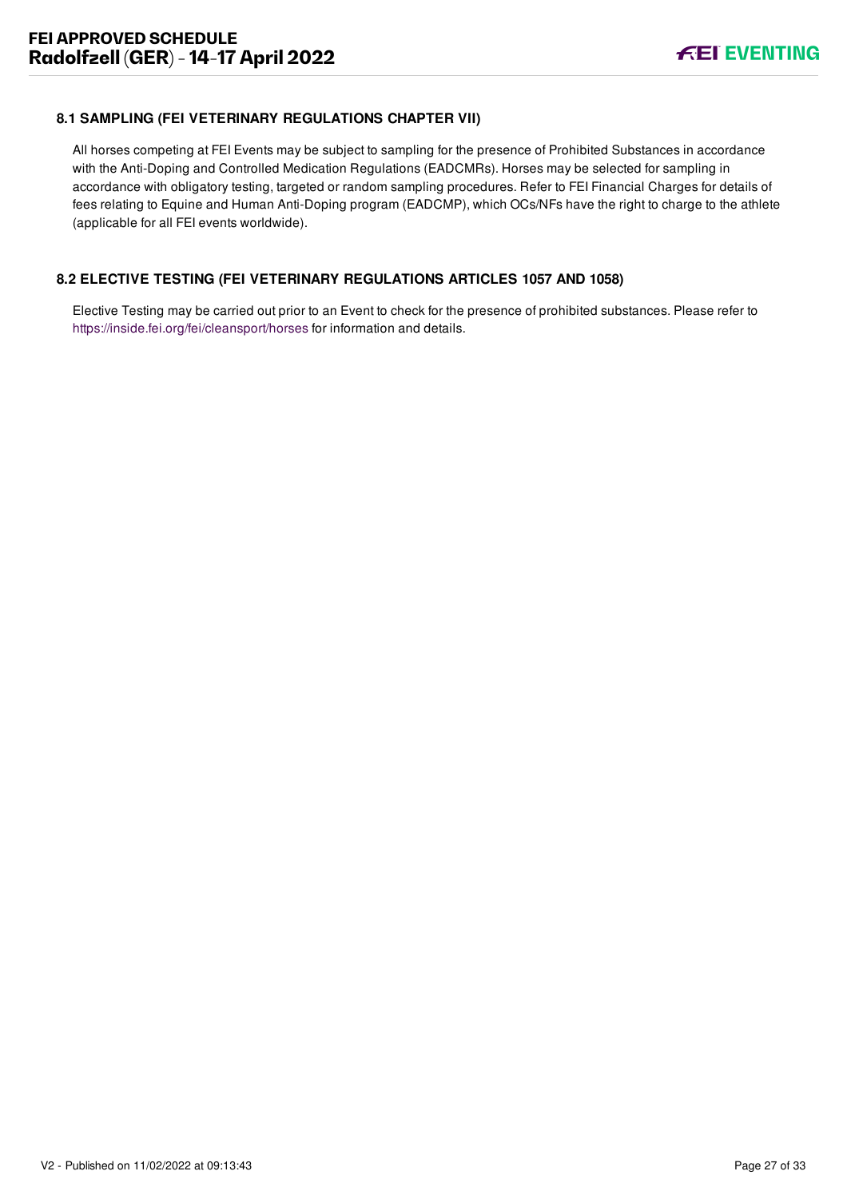### 8.1 SAMPLING (FEI VETERINARY REGULATIONS CHAPTER VII)

All horses competing at FEI Events may be subject to sampling for the presence of Prohibited Substances in accordance with the Anti-Doping and Controlled Medication Regulations (EADCMRs). Horses may be selected for sampling in accordance with obligatory testing, targeted or random sampling procedures. Refer to FEI Financial Charges for details of fees relating to Equine and Human Anti-Doping program (EADCMP), which OCs/NFs have the right to charge to the athlete (applicable for all FEI events worldwide).

### 8.2 ELECTIVE TESTING (FEI VETERINARY REGULATIONS ARTICLES 1057 AND 1058)

Elective Testing may be carried out prior to an Event to check for the presence of prohibited substances. Please refer to https://inside.fei.org/fei/cleansport/horses for information and details.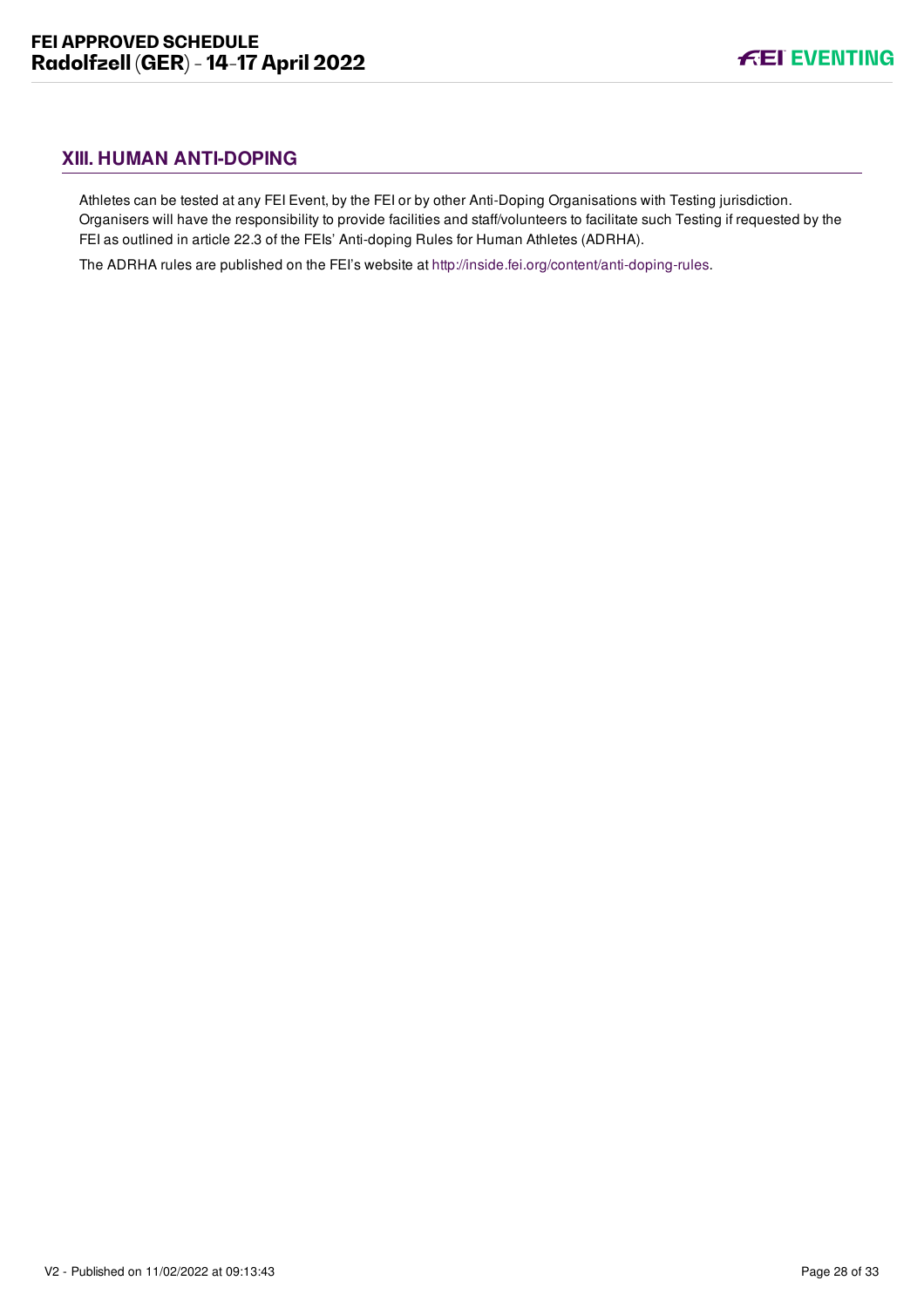## XIII. HUMAN ANTI-DOPING

Athletes can be tested at any FEI Event, by the FEI or by other Anti-Doping Organisations with Testing jurisdiction. Organisers will have the responsibility to provide facilities and staff/volunteers to facilitate such Testing if requested by the FEI as outlined in article 22.3 of the FEIs' Anti-doping Rules for Human Athletes (ADRHA).

The ADRHA rules are published on the FEI's website at http://inside.fei.org/content/anti-doping-rules.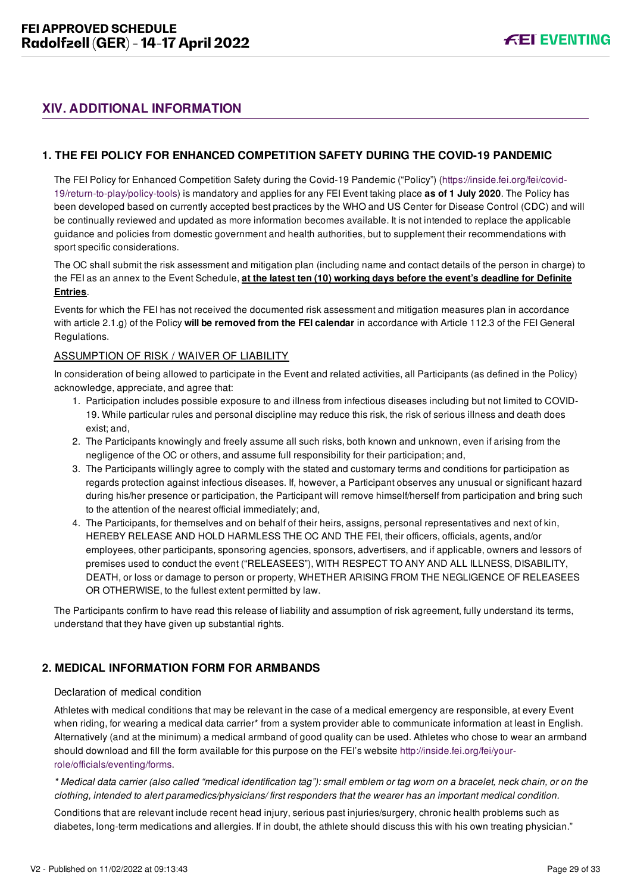## XIV. ADDITIONAL INFORMATION

### 1. THE FEI POLICY FOR ENHANCED COMPETITION SAFETY DURING THE COVID-19 PANDEMIC

The FEI Policy for Enhanced Competition Safety during the Covid-19 Pandemic ("Policy") (https://inside.fei.org/fei/covid-19/return-to-play/policy-tools) is mandatory and applies for any FEI Event taking place **as of 1 July 2020**. The Policy has been developed based on currently accepted best practices by the WHO and US Center for Disease Control (CDC) and will be continually reviewed and updated as more information becomes available. It is not intended to replace the applicable guidance and policies from domestic government and health authorities, but to supplement their recommendations with sport specific considerations.

The OC shall submit the risk assessment and mitigation plan (including name and contact details of the person in charge) to the FEI as an annex to the Event Schedule, **at the latest ten (10) working days before the event's deadline for Definite Entries**.

Events for which the FEI has not received the documented risk assessment and mitigation measures plan in accordance with article 2.1.g) of the Policy **will be removed from the FEI calendar** in accordance with Article 112.3 of the FEI General Regulations.

ASSUMPTION OF RISK / WAIVER OF LIABILITY

In consideration of being allowed to participate in the Event and related activities, all Participants (as defined in the Policy) acknowledge, appreciate, and agree that:

1. Participation includes possible exposure to and illness from infectious diseases including but not limited to COVID-19. While particular rules and personal discipline may reduce this risk, the risk of serious illness and death does exist; and,
2. The Participants knowingly and freely assume all such risks, both known and unknown, even if arising from the negligence of the OC or others, and assume full responsibility for their participation; and,
3. The Participants willingly agree to comply with the stated and customary terms and conditions for participation as regards protection against infectious diseases. If, however, a Participant observes any unusual or significant hazard during his/her presence or participation, the Participant will remove himself/herself from participation and bring such to the attention of the nearest official immediately; and,
4. The Participants, for themselves and on behalf of their heirs, assigns, personal representatives and next of kin, HEREBY RELEASE AND HOLD HARMLESS THE OC AND THE FEI, their officers, officials, agents, and/or employees, other participants, sponsoring agencies, sponsors, advertisers, and if applicable, owners and lessors of premises used to conduct the event ("RELEASEES"), WITH RESPECT TO ANY AND ALL ILLNESS, DISABILITY, DEATH, or loss or damage to person or property, WHETHER ARISING FROM THE NEGLIGENCE OF RELEASEES OR OTHERWISE, to the fullest extent permitted by law.

The Participants confirm to have read this release of liability and assumption of risk agreement, fully understand its terms, understand that they have given up substantial rights.

### 2. MEDICAL INFORMATION FORM FOR ARMBANDS

Declaration of medical condition

Athletes with medical conditions that may be relevant in the case of a medical emergency are responsible, at every Event when riding, for wearing a medical data carrier* from a system provider able to communicate information at least in English. Alternatively (and at the minimum) a medical armband of good quality can be used. Athletes who chose to wear an armband should download and fill the form available for this purpose on the FEI's website http://inside.fei.org/fei/your-role/officials/eventing/forms.

*\* Medical data carrier (also called "medical identification tag"): small emblem or tag worn on a bracelet, neck chain, or on the clothing, intended to alert paramedics/physicians/ first responders that the wearer has an important medical condition.*

Conditions that are relevant include recent head injury, serious past injuries/surgery, chronic health problems such as diabetes, long-term medications and allergies. If in doubt, the athlete should discuss this with his own treating physician."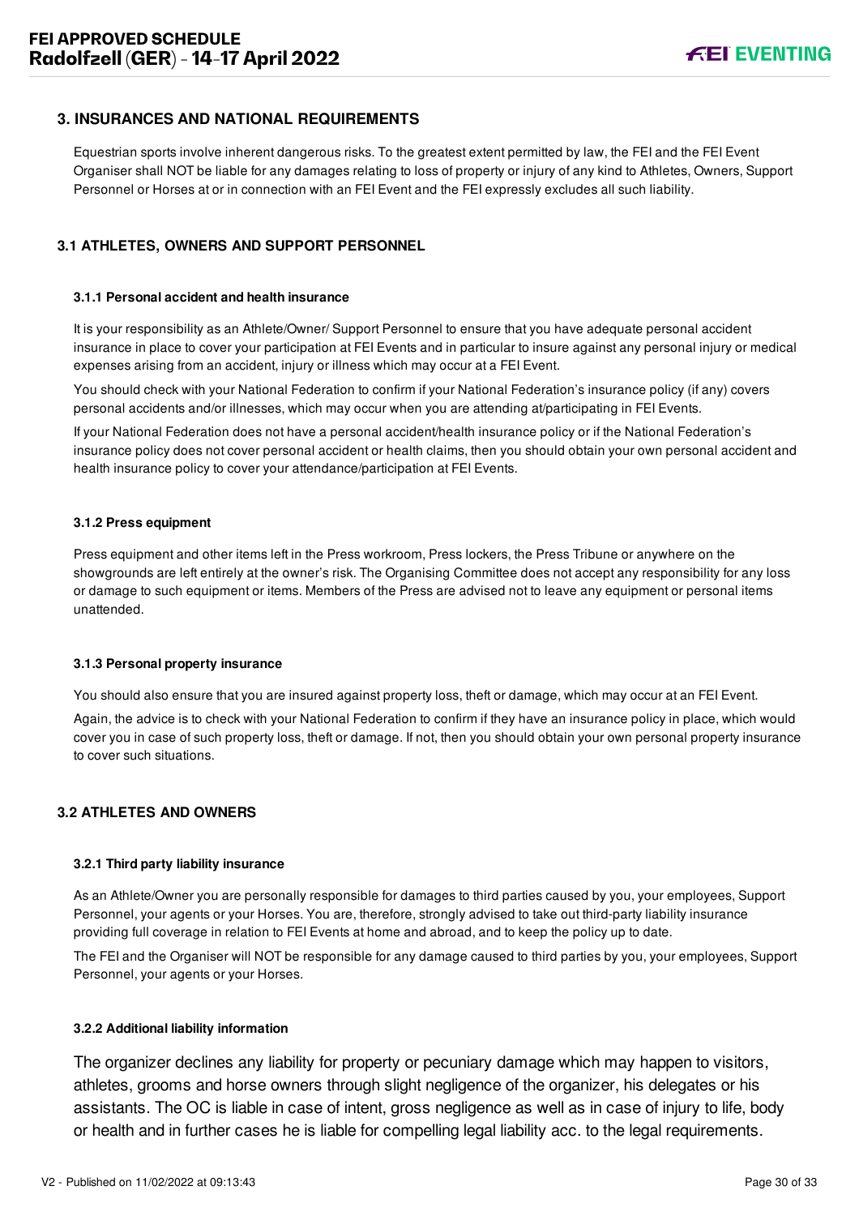## 3. INSURANCES AND NATIONAL REQUIREMENTS

Equestrian sports involve inherent dangerous risks. To the greatest extent permitted by law, the FEI and the FEI Event Organiser shall NOT be liable for any damages relating to loss of property or injury of any kind to Athletes, Owners, Support Personnel or Horses at or in connection with an FEI Event and the FEI expressly excludes all such liability.

### 3.1 ATHLETES, OWNERS AND SUPPORT PERSONNEL

#### 3.1.1 Personal accident and health insurance

It is your responsibility as an Athlete/Owner/ Support Personnel to ensure that you have adequate personal accident insurance in place to cover your participation at FEI Events and in particular to insure against any personal injury or medical expenses arising from an accident, injury or illness which may occur at a FEI Event.

You should check with your National Federation to confirm if your National Federation's insurance policy (if any) covers personal accidents and/or illnesses, which may occur when you are attending at/participating in FEI Events.

If your National Federation does not have a personal accident/health insurance policy or if the National Federation's insurance policy does not cover personal accident or health claims, then you should obtain your own personal accident and health insurance policy to cover your attendance/participation at FEI Events.

#### 3.1.2 Press equipment

Press equipment and other items left in the Press workroom, Press lockers, the Press Tribune or anywhere on the showgrounds are left entirely at the owner's risk. The Organising Committee does not accept any responsibility for any loss or damage to such equipment or items. Members of the Press are advised not to leave any equipment or personal items unattended.

#### 3.1.3 Personal property insurance

You should also ensure that you are insured against property loss, theft or damage, which may occur at an FEI Event.

Again, the advice is to check with your National Federation to confirm if they have an insurance policy in place, which would cover you in case of such property loss, theft or damage. If not, then you should obtain your own personal property insurance to cover such situations.

### 3.2 ATHLETES AND OWNERS

#### 3.2.1 Third party liability insurance

As an Athlete/Owner you are personally responsible for damages to third parties caused by you, your employees, Support Personnel, your agents or your Horses. You are, therefore, strongly advised to take out third-party liability insurance providing full coverage in relation to FEI Events at home and abroad, and to keep the policy up to date.

The FEI and the Organiser will NOT be responsible for any damage caused to third parties by you, your employees, Support Personnel, your agents or your Horses.

#### 3.2.2 Additional liability information

The organizer declines any liability for property or pecuniary damage which may happen to visitors, athletes, grooms and horse owners through slight negligence of the organizer, his delegates or his assistants. The OC is liable in case of intent, gross negligence as well as in case of injury to life, body or health and in further cases he is liable for compelling legal liability acc. to the legal requirements.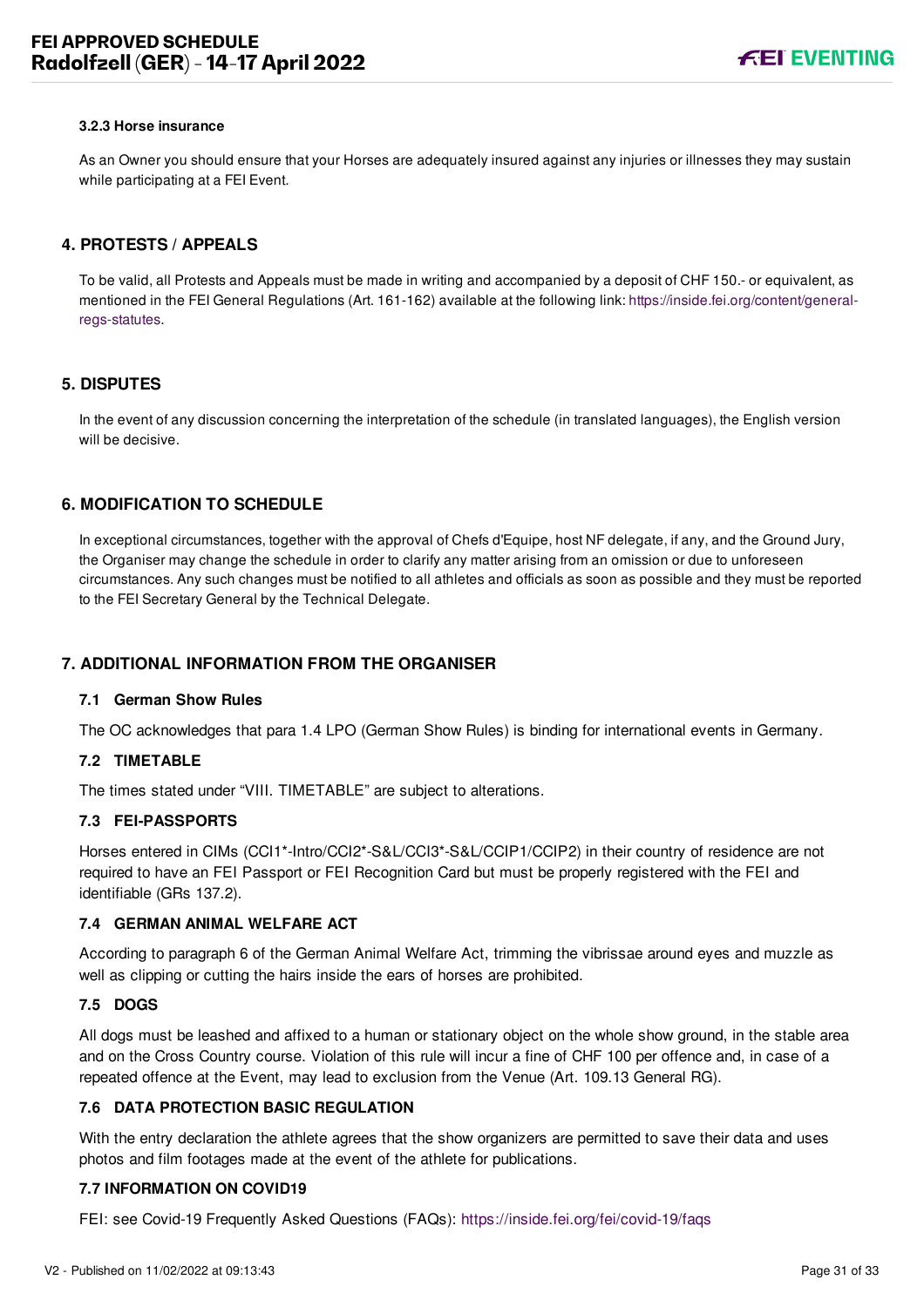#### 3.2.3 Horse insurance

As an Owner you should ensure that your Horses are adequately insured against any injuries or illnesses they may sustain while participating at a FEI Event.

## 4. PROTESTS / APPEALS

To be valid, all Protests and Appeals must be made in writing and accompanied by a deposit of CHF 150.- or equivalent, as mentioned in the FEI General Regulations (Art. 161-162) available at the following link: https://inside.fei.org/content/general-regs-statutes.

## 5. DISPUTES

In the event of any discussion concerning the interpretation of the schedule (in translated languages), the English version will be decisive.

## 6. MODIFICATION TO SCHEDULE

In exceptional circumstances, together with the approval of Chefs d'Equipe, host NF delegate, if any, and the Ground Jury, the Organiser may change the schedule in order to clarify any matter arising from an omission or due to unforeseen circumstances. Any such changes must be notified to all athletes and officials as soon as possible and they must be reported to the FEI Secretary General by the Technical Delegate.

## 7. ADDITIONAL INFORMATION FROM THE ORGANISER

### 7.1 German Show Rules

The OC acknowledges that para 1.4 LPO (German Show Rules) is binding for international events in Germany.

### 7.2 TIMETABLE

The times stated under "VIII. TIMETABLE" are subject to alterations.

### 7.3 FEI-PASSPORTS

Horses entered in CIMs (CCI1*-Intro/CCI2*-S&L/CCI3*-S&L/CCIP1/CCIP2) in their country of residence are not required to have an FEI Passport or FEI Recognition Card but must be properly registered with the FEI and identifiable (GRs 137.2).

### 7.4 GERMAN ANIMAL WELFARE ACT

According to paragraph 6 of the German Animal Welfare Act, trimming the vibrissae around eyes and muzzle as well as clipping or cutting the hairs inside the ears of horses are prohibited.

### 7.5 DOGS

All dogs must be leashed and affixed to a human or stationary object on the whole show ground, in the stable area and on the Cross Country course. Violation of this rule will incur a fine of CHF 100 per offence and, in case of a repeated offence at the Event, may lead to exclusion from the Venue (Art. 109.13 General RG).

### 7.6 DATA PROTECTION BASIC REGULATION

With the entry declaration the athlete agrees that the show organizers are permitted to save their data and uses photos and film footages made at the event of the athlete for publications.

### 7.7 INFORMATION ON COVID19

FEI: see Covid-19 Frequently Asked Questions (FAQs): https://inside.fei.org/fei/covid-19/faqs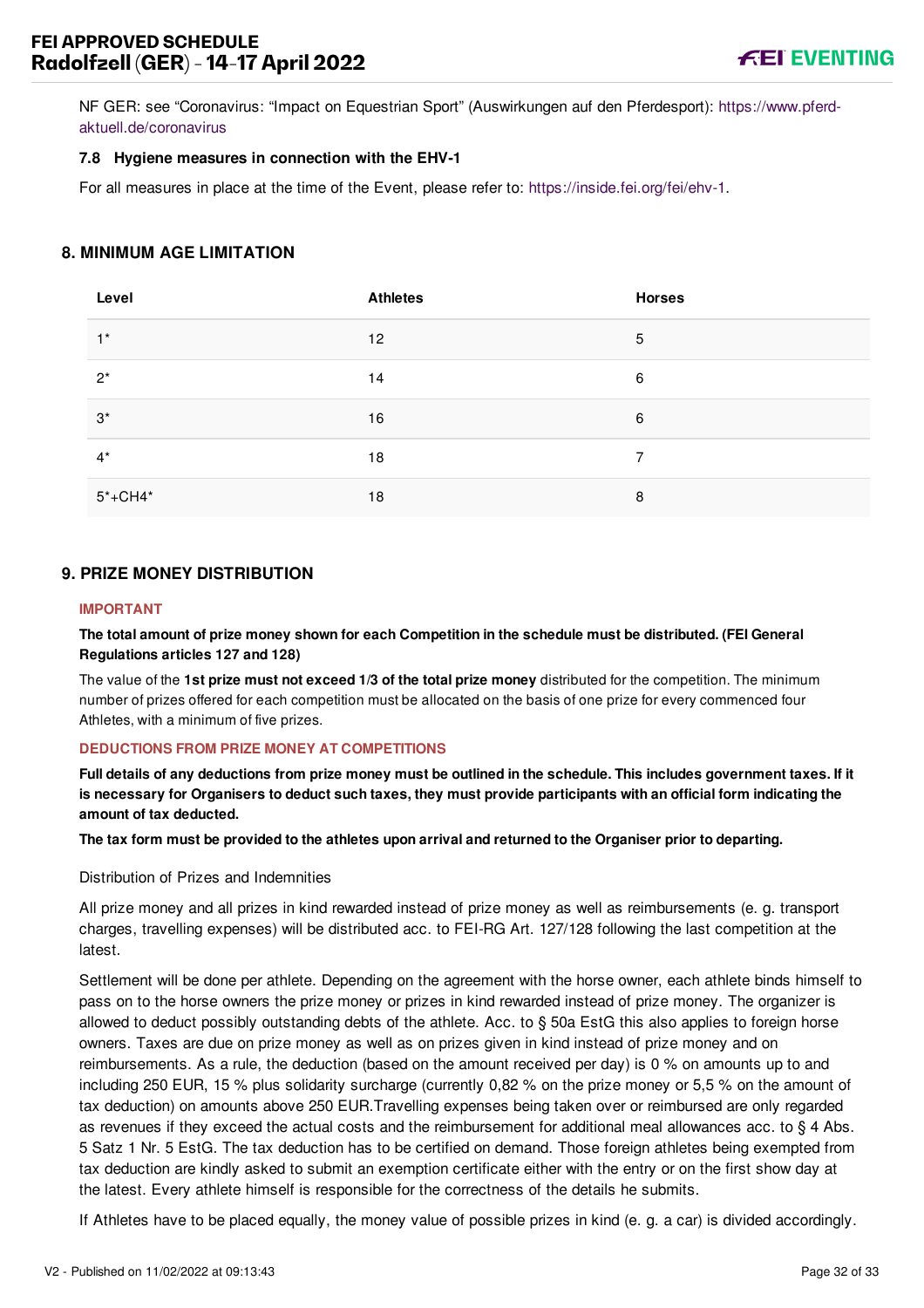NF GER: see "Coronavirus: "Impact on Equestrian Sport" (Auswirkungen auf den Pferdesport): https://www.pferd-aktuell.de/coronavirus

### 7.8 Hygiene measures in connection with the EHV-1

For all measures in place at the time of the Event, please refer to: https://inside.fei.org/fei/ehv-1.

## 8. MINIMUM AGE LIMITATION

| Level | Athletes | Horses |
|---|---|---|
| 1* | 12 | 5 |
| 2* | 14 | 6 |
| 3* | 16 | 6 |
| 4* | 18 | 7 |
| 5*+CH4* | 18 | 8 |

## 9. PRIZE MONEY DISTRIBUTION

**IMPORTANT**

**The total amount of prize money shown for each Competition in the schedule must be distributed. (FEI General Regulations articles 127 and 128)**

The value of the **1st prize must not exceed 1/3 of the total prize money** distributed for the competition. The minimum number of prizes offered for each competition must be allocated on the basis of one prize for every commenced four Athletes, with a minimum of five prizes.

**DEDUCTIONS FROM PRIZE MONEY AT COMPETITIONS**

**Full details of any deductions from prize money must be outlined in the schedule. This includes government taxes. If it is necessary for Organisers to deduct such taxes, they must provide participants with an official form indicating the amount of tax deducted.**

**The tax form must be provided to the athletes upon arrival and returned to the Organiser prior to departing.**

Distribution of Prizes and Indemnities

All prize money and all prizes in kind rewarded instead of prize money as well as reimbursements (e. g. transport charges, travelling expenses) will be distributed acc. to FEI-RG Art. 127/128 following the last competition at the latest.

Settlement will be done per athlete. Depending on the agreement with the horse owner, each athlete binds himself to pass on to the horse owners the prize money or prizes in kind rewarded instead of prize money. The organizer is allowed to deduct possibly outstanding debts of the athlete. Acc. to § 50a EstG this also applies to foreign horse owners. Taxes are due on prize money as well as on prizes given in kind instead of prize money and on reimbursements. As a rule, the deduction (based on the amount received per day) is 0 % on amounts up to and including 250 EUR, 15 % plus solidarity surcharge (currently 0,82 % on the prize money or 5,5 % on the amount of tax deduction) on amounts above 250 EUR.Travelling expenses being taken over or reimbursed are only regarded as revenues if they exceed the actual costs and the reimbursement for additional meal allowances acc. to § 4 Abs. 5 Satz 1 Nr. 5 EstG. The tax deduction has to be certified on demand. Those foreign athletes being exempted from tax deduction are kindly asked to submit an exemption certificate either with the entry or on the first show day at the latest. Every athlete himself is responsible for the correctness of the details he submits.

If Athletes have to be placed equally, the money value of possible prizes in kind (e. g. a car) is divided accordingly.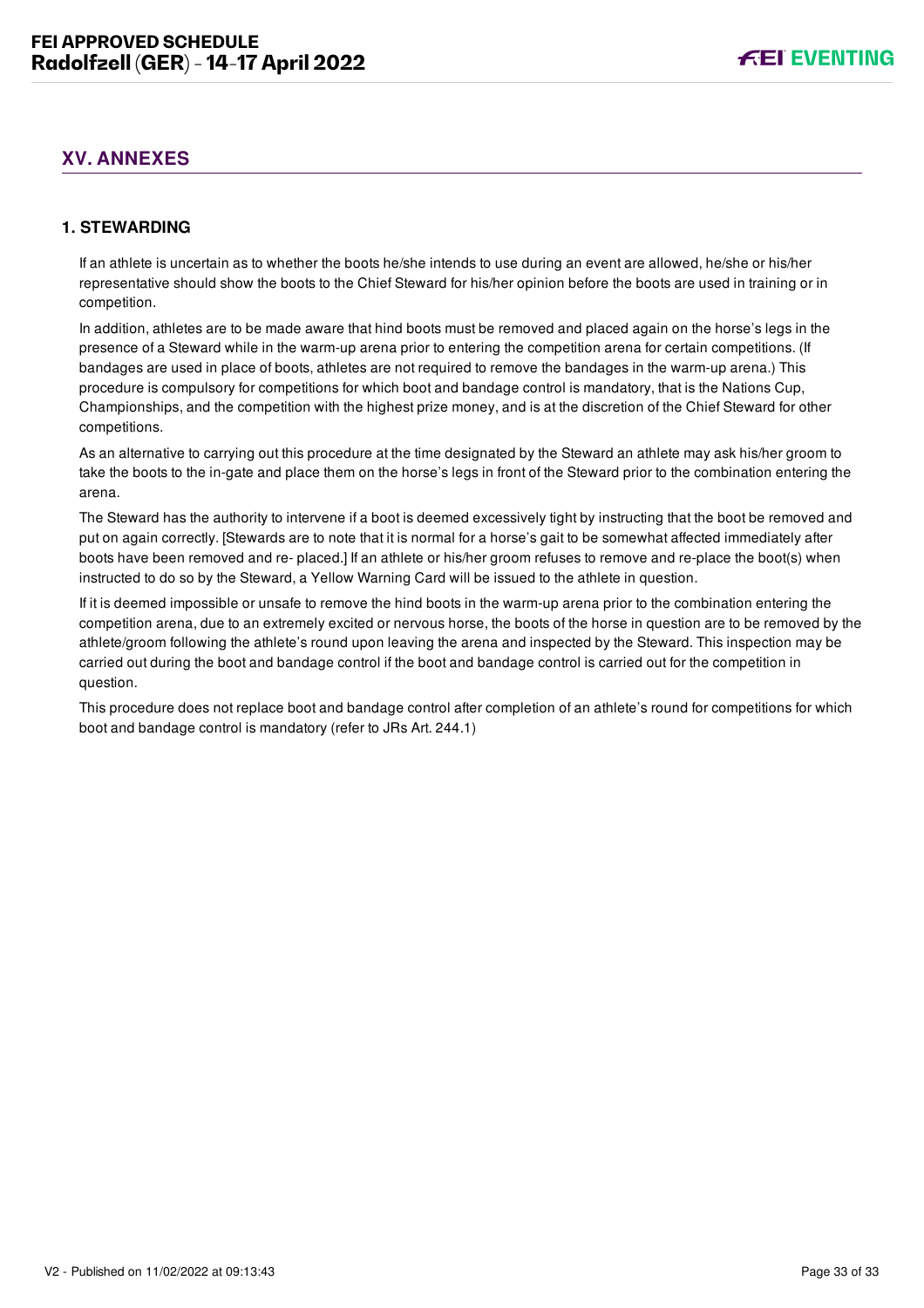## XV. ANNEXES

### 1. STEWARDING

If an athlete is uncertain as to whether the boots he/she intends to use during an event are allowed, he/she or his/her representative should show the boots to the Chief Steward for his/her opinion before the boots are used in training or in competition.

In addition, athletes are to be made aware that hind boots must be removed and placed again on the horse's legs in the presence of a Steward while in the warm-up arena prior to entering the competition arena for certain competitions. (If bandages are used in place of boots, athletes are not required to remove the bandages in the warm-up arena.) This procedure is compulsory for competitions for which boot and bandage control is mandatory, that is the Nations Cup, Championships, and the competition with the highest prize money, and is at the discretion of the Chief Steward for other competitions.

As an alternative to carrying out this procedure at the time designated by the Steward an athlete may ask his/her groom to take the boots to the in-gate and place them on the horse's legs in front of the Steward prior to the combination entering the arena.

The Steward has the authority to intervene if a boot is deemed excessively tight by instructing that the boot be removed and put on again correctly. [Stewards are to note that it is normal for a horse's gait to be somewhat affected immediately after boots have been removed and re- placed.] If an athlete or his/her groom refuses to remove and re-place the boot(s) when instructed to do so by the Steward, a Yellow Warning Card will be issued to the athlete in question.

If it is deemed impossible or unsafe to remove the hind boots in the warm-up arena prior to the combination entering the competition arena, due to an extremely excited or nervous horse, the boots of the horse in question are to be removed by the athlete/groom following the athlete's round upon leaving the arena and inspected by the Steward. This inspection may be carried out during the boot and bandage control if the boot and bandage control is carried out for the competition in question.

This procedure does not replace boot and bandage control after completion of an athlete's round for competitions for which boot and bandage control is mandatory (refer to JRs Art. 244.1)